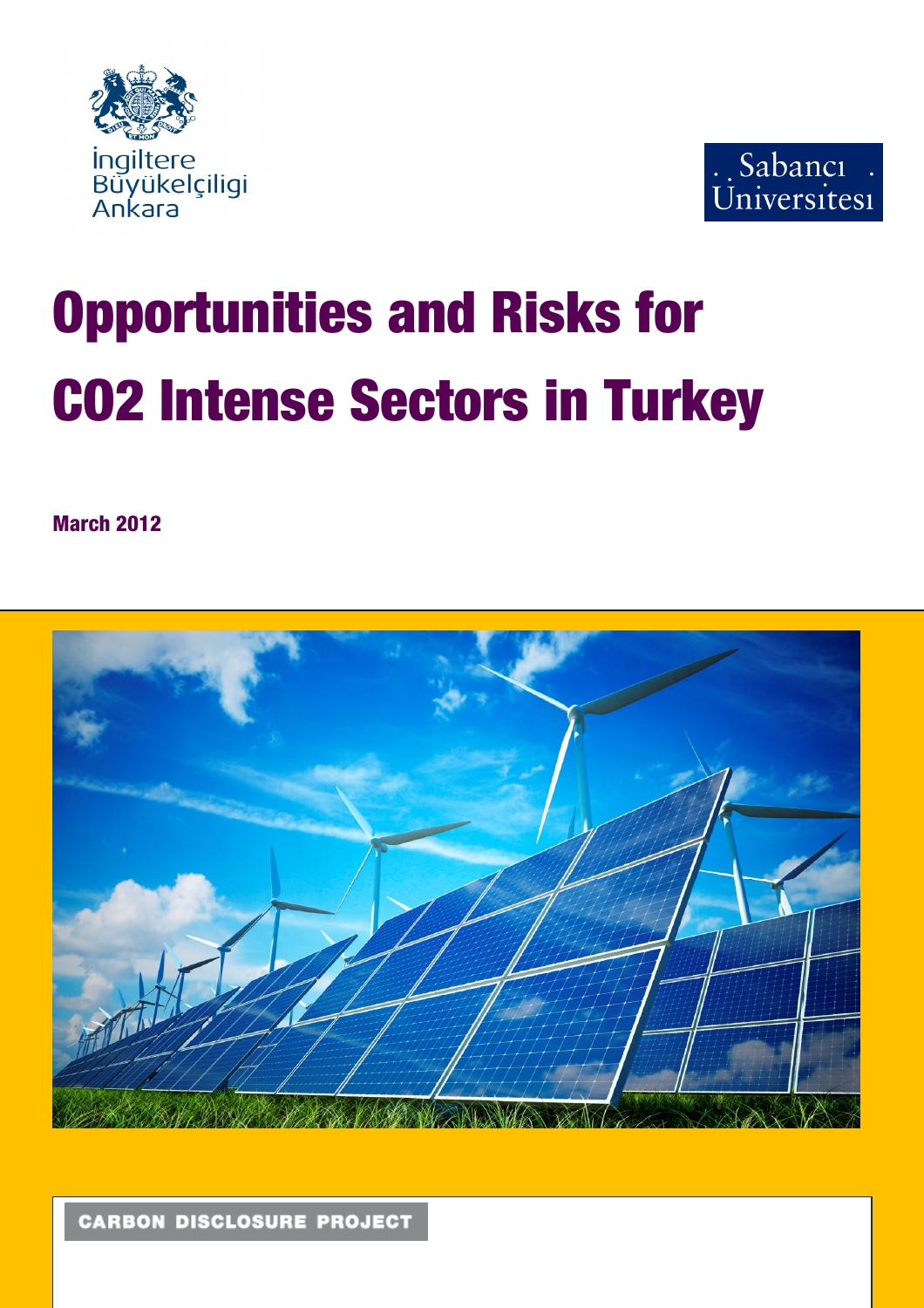İngiltere Büyükelçiligi Ankara

Sabancı Üniversitesi

# Opportunities and Risks for CO2 Intense Sectors in Turkey

**March 2012**

CARBON DISCLOSURE PROJECT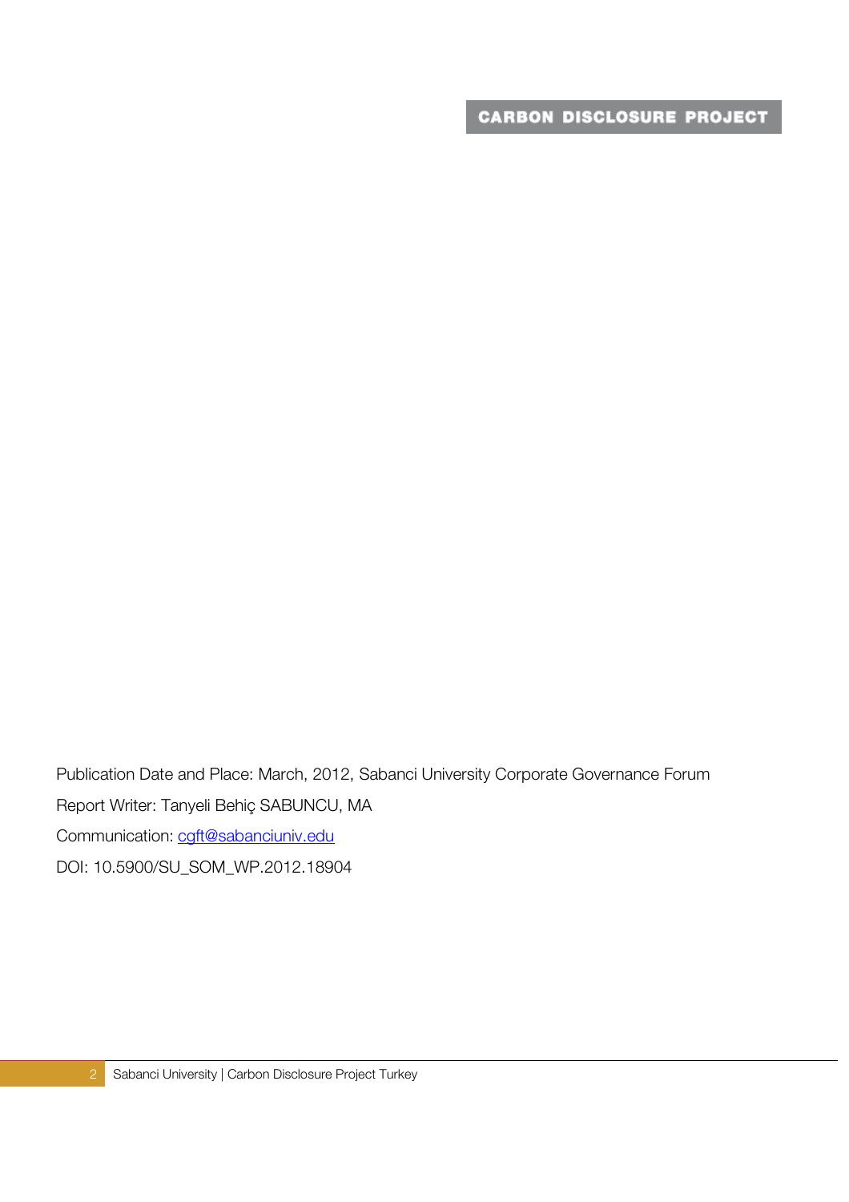CARBON DISCLOSURE PROJECT

Publication Date and Place: March, 2012, Sabanci University Corporate Governance Forum

Report Writer: Tanyeli Behiç SABUNCU, MA

Communication: cgft@sabanciuniv.edu

DOI: 10.5900/SU_SOM_WP.2012.18904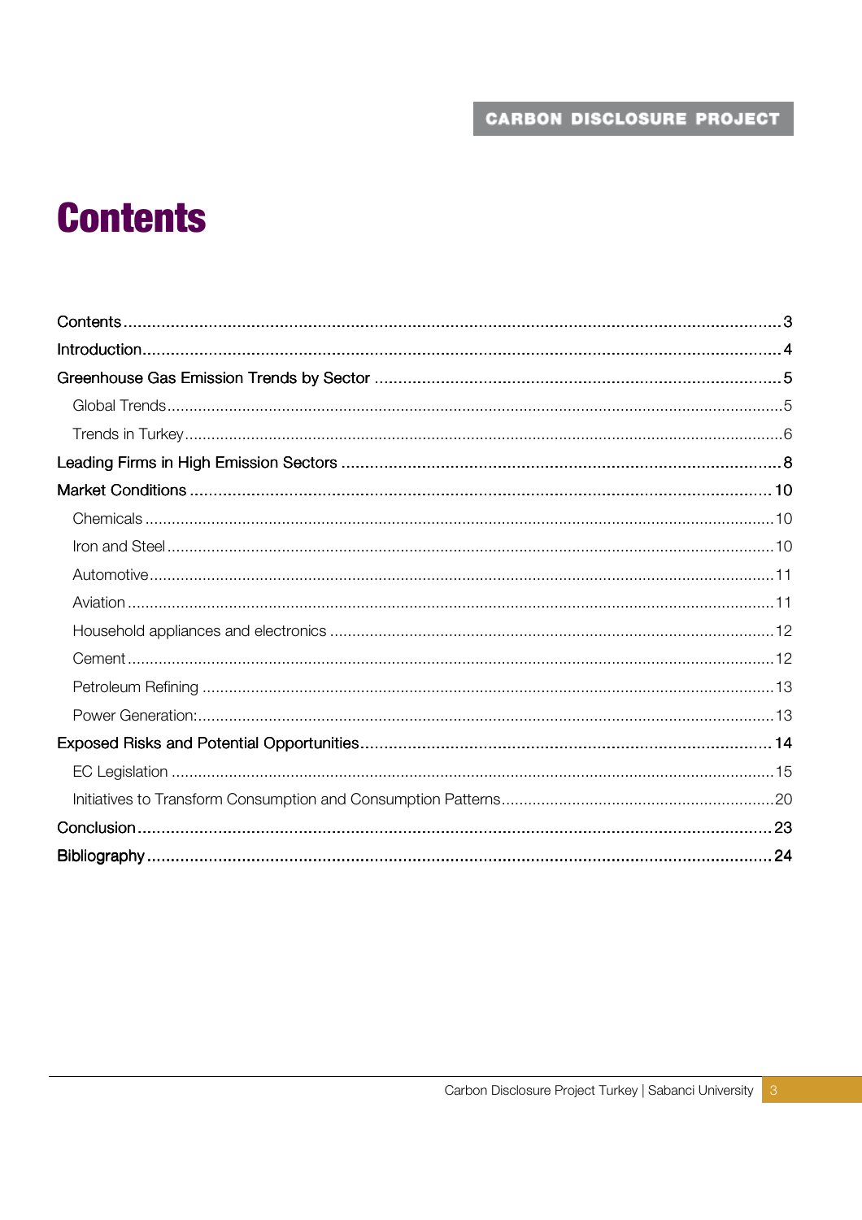# Contents

Contents ..................................................... 3

Introduction ..................................................... 4

Greenhouse Gas Emission Trends by Sector ..................................................... 5

- Global Trends ..................................................... 5
- Trends in Turkey ..................................................... 6

Leading Firms in High Emission Sectors ..................................................... 8

Market Conditions ..................................................... 10

- Chemicals ..................................................... 10
- Iron and Steel ..................................................... 10
- Automotive ..................................................... 11
- Aviation ..................................................... 11
- Household appliances and electronics ..................................................... 12
- Cement ..................................................... 12
- Petroleum Refining ..................................................... 13
- Power Generation: ..................................................... 13

Exposed Risks and Potential Opportunities ..................................................... 14

- EC Legislation ..................................................... 15
- Initiatives to Transform Consumption and Consumption Patterns ..................................................... 20

Conclusion ..................................................... 23

Bibliography ..................................................... 24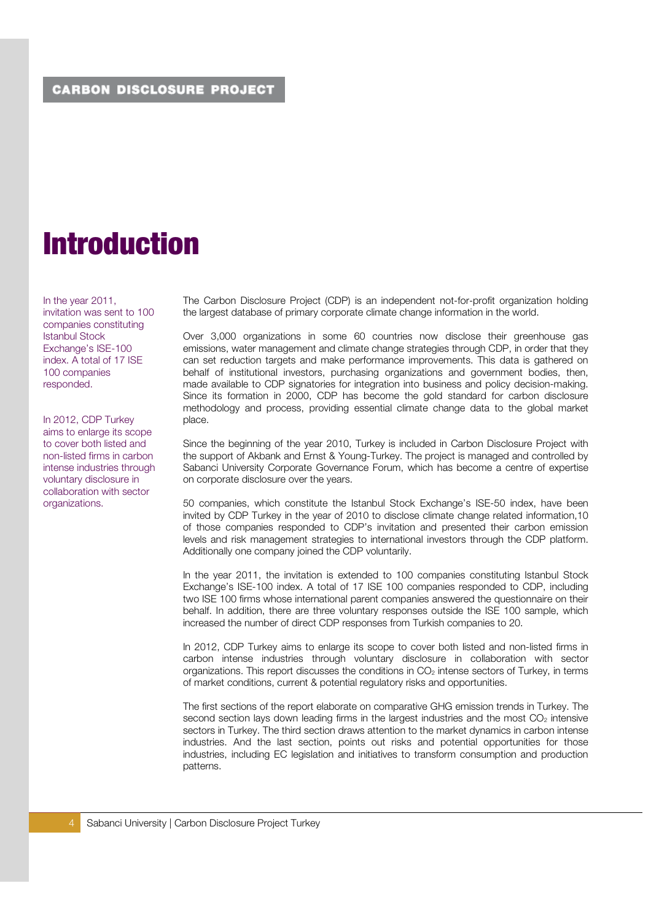# Introduction

In the year 2011, invitation was sent to 100 companies constituting Istanbul Stock Exchange's ISE-100 index. A total of 17 ISE 100 companies responded.

In 2012, CDP Turkey aims to enlarge its scope to cover both listed and non-listed firms in carbon intense industries through voluntary disclosure in collaboration with sector organizations.

The Carbon Disclosure Project (CDP) is an independent not-for-profit organization holding the largest database of primary corporate climate change information in the world.

Over 3,000 organizations in some 60 countries now disclose their greenhouse gas emissions, water management and climate change strategies through CDP, in order that they can set reduction targets and make performance improvements. This data is gathered on behalf of institutional investors, purchasing organizations and government bodies, then, made available to CDP signatories for integration into business and policy decision-making. Since its formation in 2000, CDP has become the gold standard for carbon disclosure methodology and process, providing essential climate change data to the global market place.

Since the beginning of the year 2010, Turkey is included in Carbon Disclosure Project with the support of Akbank and Ernst & Young-Turkey. The project is managed and controlled by Sabanci University Corporate Governance Forum, which has become a centre of expertise on corporate disclosure over the years.

50 companies, which constitute the Istanbul Stock Exchange's ISE-50 index, have been invited by CDP Turkey in the year of 2010 to disclose climate change related information,10 of those companies responded to CDP's invitation and presented their carbon emission levels and risk management strategies to international investors through the CDP platform. Additionally one company joined the CDP voluntarily.

In the year 2011, the invitation is extended to 100 companies constituting Istanbul Stock Exchange's ISE-100 index. A total of 17 ISE 100 companies responded to CDP, including two ISE 100 firms whose international parent companies answered the questionnaire on their behalf. In addition, there are three voluntary responses outside the ISE 100 sample, which increased the number of direct CDP responses from Turkish companies to 20.

In 2012, CDP Turkey aims to enlarge its scope to cover both listed and non-listed firms in carbon intense industries through voluntary disclosure in collaboration with sector organizations. This report discusses the conditions in $CO_2$ intense sectors of Turkey, in terms of market conditions, current & potential regulatory risks and opportunities.

The first sections of the report elaborate on comparative GHG emission trends in Turkey. The second section lays down leading firms in the largest industries and the most $CO_2$ intensive sectors in Turkey. The third section draws attention to the market dynamics in carbon intense industries. And the last section, points out risks and potential opportunities for those industries, including EC legislation and initiatives to transform consumption and production patterns.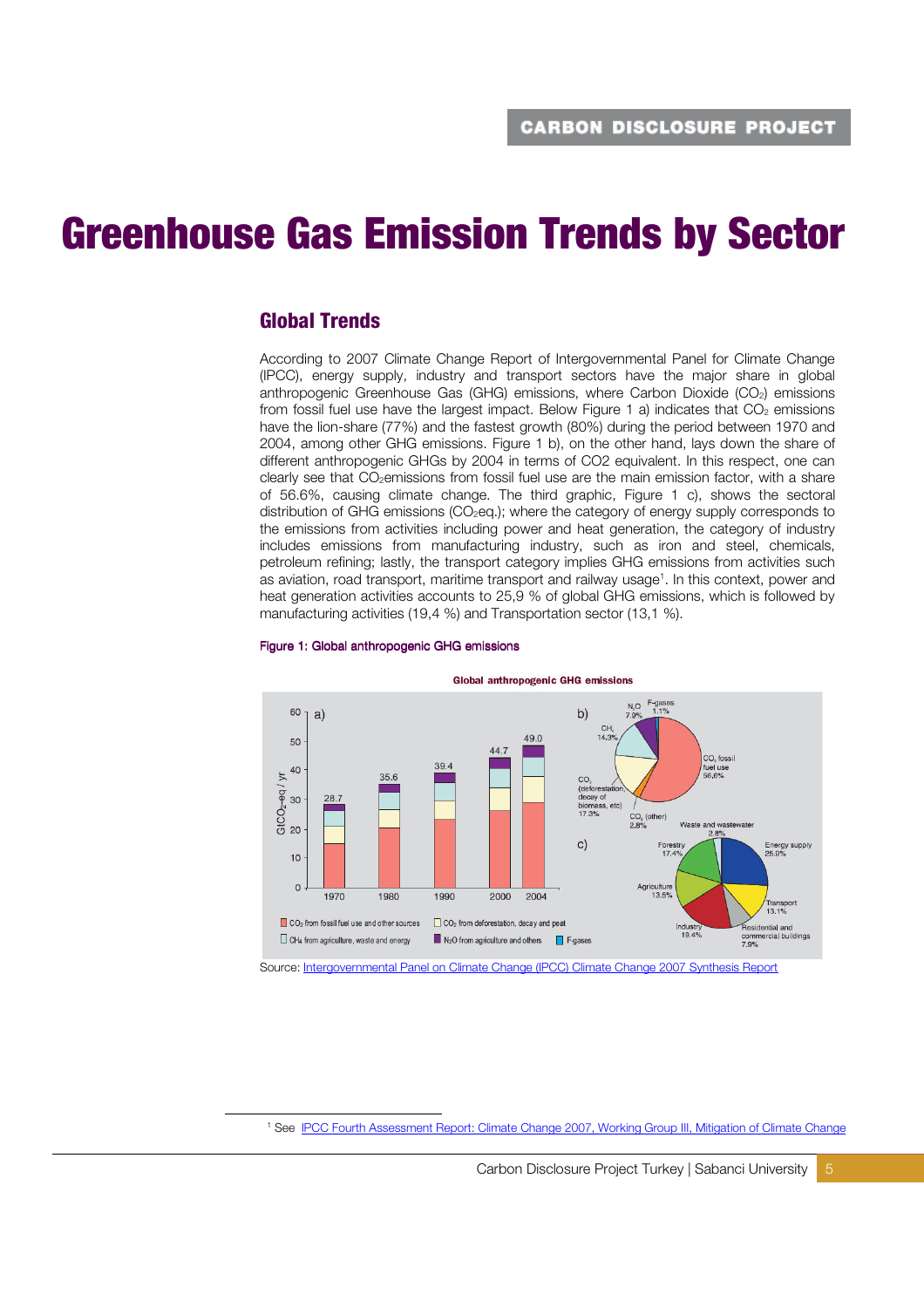# Greenhouse Gas Emission Trends by Sector

## Global Trends

According to 2007 Climate Change Report of Intergovernmental Panel for Climate Change (IPCC), energy supply, industry and transport sectors have the major share in global anthropogenic Greenhouse Gas (GHG) emissions, where Carbon Dioxide ($CO_2$) emissions from fossil fuel use have the largest impact. Below Figure 1 a) indicates that $CO_2$ emissions have the lion-share (77%) and the fastest growth (80%) during the period between 1970 and 2004, among other GHG emissions. Figure 1 b), on the other hand, lays down the share of different anthropogenic GHGs by 2004 in terms of CO2 equivalent. In this respect, one can clearly see that $CO_2$emissions from fossil fuel use are the main emission factor, with a share of 56.6%, causing climate change. The third graphic, Figure 1 c), shows the sectoral distribution of GHG emissions ($CO_2$eq.); where the category of energy supply corresponds to the emissions from activities including power and heat generation, the category of industry includes emissions from manufacturing industry, such as iron and steel, chemicals, petroleum refining; lastly, the transport category implies GHG emissions from activities such as aviation, road transport, maritime transport and railway usage[1]. In this context, power and heat generation activities accounts to 25,9 % of global GHG emissions, which is followed by manufacturing activities (19,4 %) and Transportation sector (13,1 %).

**Figure 1: Global anthropogenic GHG emissions**

Source: Intergovernmental Panel on Climate Change (IPCC) Climate Change 2007 Synthesis Report

[1] See IPCC Fourth Assessment Report: Climate Change 2007, Working Group III, Mitigation of Climate Change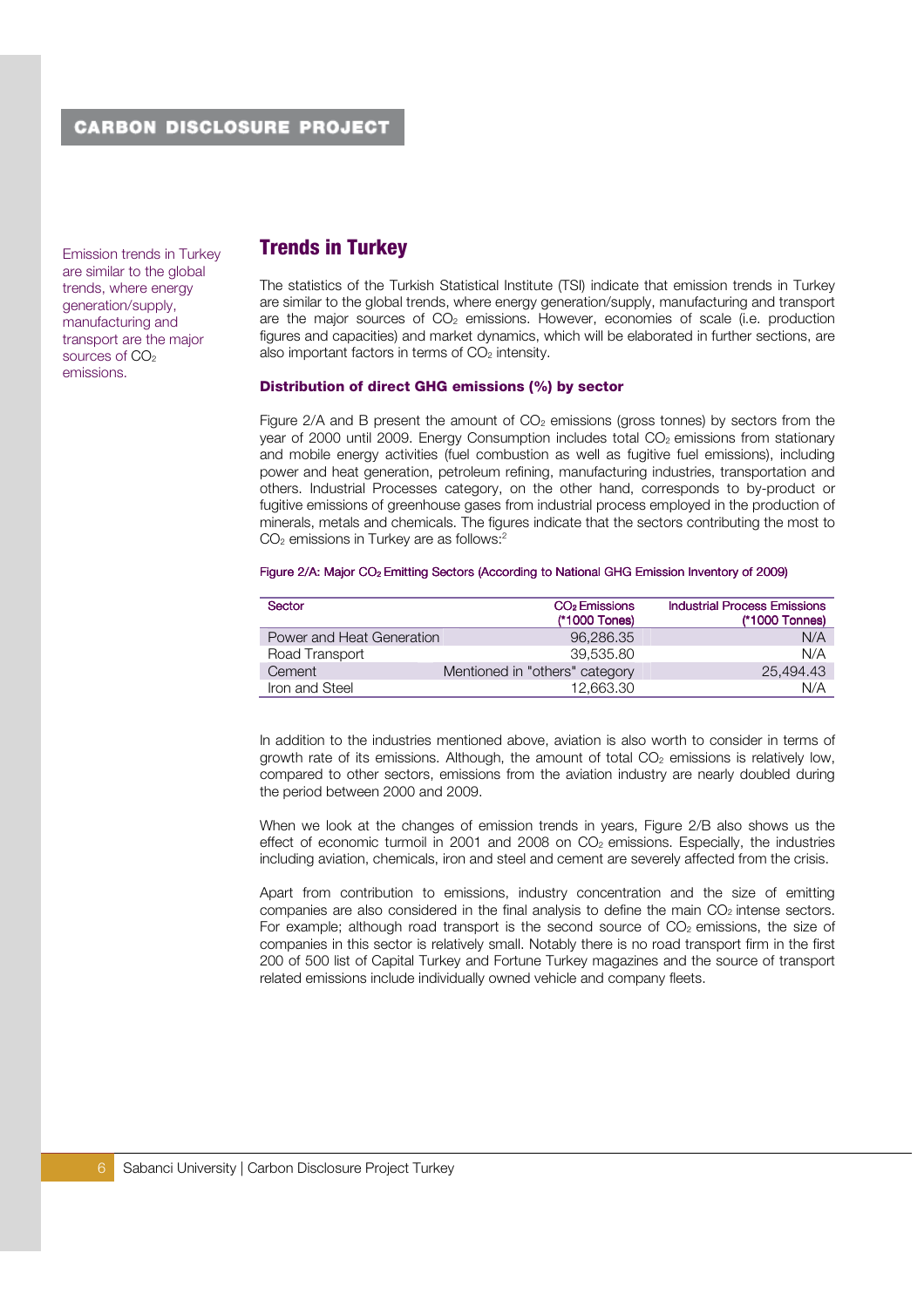Emission trends in Turkey are similar to the global trends, where energy generation/supply, manufacturing and transport are the major sources of $CO_2$ emissions.

## Trends in Turkey

The statistics of the Turkish Statistical Institute (TSI) indicate that emission trends in Turkey are similar to the global trends, where energy generation/supply, manufacturing and transport are the major sources of $CO_2$ emissions. However, economies of scale (i.e. production figures and capacities) and market dynamics, which will be elaborated in further sections, are also important factors in terms of $CO_2$ intensity.

### Distribution of direct GHG emissions (%) by sector

Figure 2/A and B present the amount of $CO_2$ emissions (gross tonnes) by sectors from the year of 2000 until 2009. Energy Consumption includes total $CO_2$ emissions from stationary and mobile energy activities (fuel combustion as well as fugitive fuel emissions), including power and heat generation, petroleum refining, manufacturing industries, transportation and others. Industrial Processes category, on the other hand, corresponds to by-product or fugitive emissions of greenhouse gases from industrial process employed in the production of minerals, metals and chemicals. The figures indicate that the sectors contributing the most to $CO_2$ emissions in Turkey are as follows:[2]

Figure 2/A: Major $CO_2$ Emitting Sectors (According to National GHG Emission Inventory of 2009)

| Sector | $CO_2$ Emissions (*1000 Tones) | Industrial Process Emissions (*1000 Tonnes) |
|---|---|---|
| Power and Heat Generation | 96,286.35 | N/A |
| Road Transport | 39,535.80 | N/A |
| Cement | Mentioned in "others" category | 25,494.43 |
| Iron and Steel | 12,663.30 | N/A |

In addition to the industries mentioned above, aviation is also worth to consider in terms of growth rate of its emissions. Although, the amount of total $CO_2$ emissions is relatively low, compared to other sectors, emissions from the aviation industry are nearly doubled during the period between 2000 and 2009.

When we look at the changes of emission trends in years, Figure 2/B also shows us the effect of economic turmoil in 2001 and 2008 on $CO_2$ emissions. Especially, the industries including aviation, chemicals, iron and steel and cement are severely affected from the crisis.

Apart from contribution to emissions, industry concentration and the size of emitting companies are also considered in the final analysis to define the main $CO_2$ intense sectors. For example; although road transport is the second source of $CO_2$ emissions, the size of companies in this sector is relatively small. Notably there is no road transport firm in the first 200 of 500 list of Capital Turkey and Fortune Turkey magazines and the source of transport related emissions include individually owned vehicle and company fleets.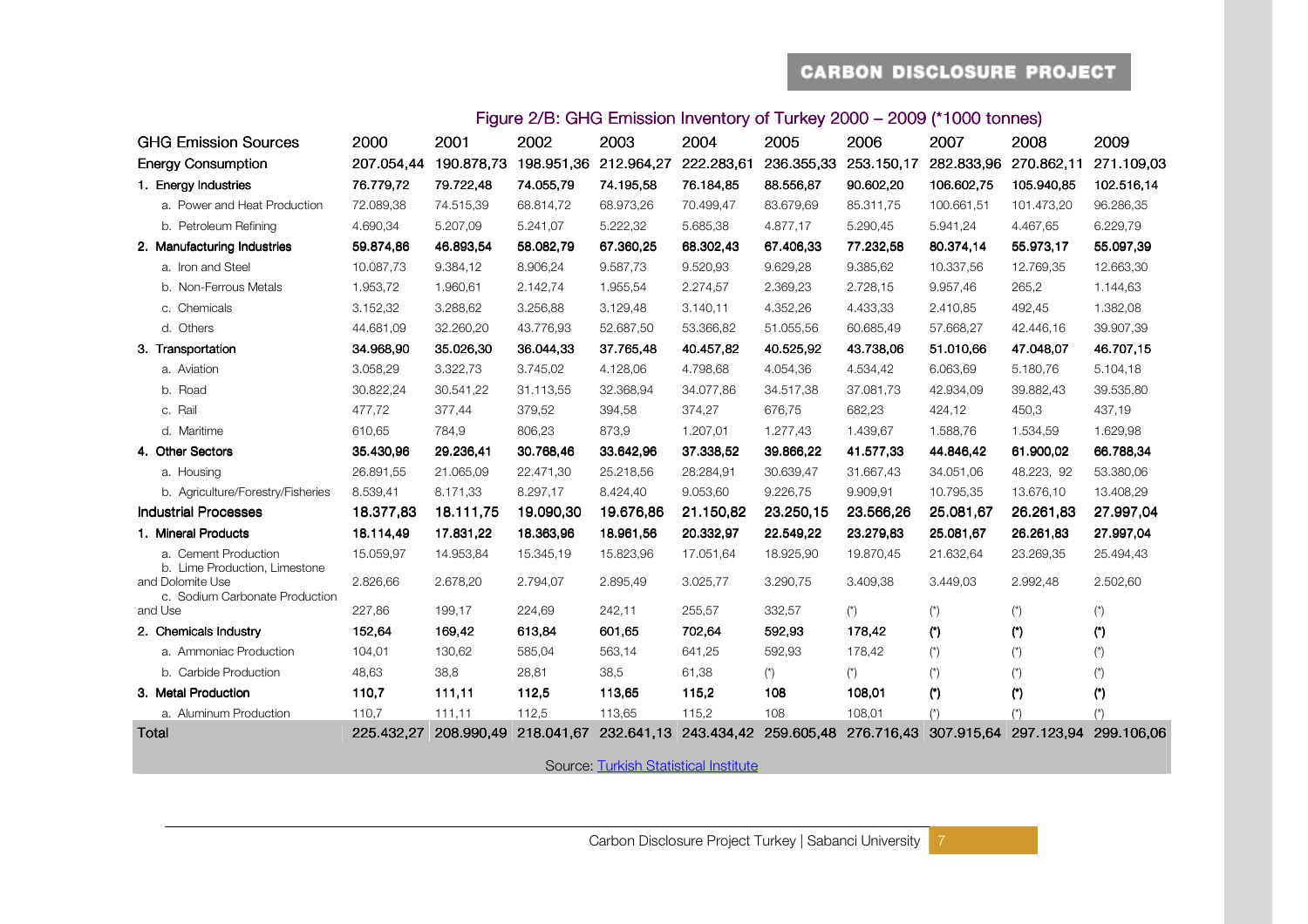Figure 2/B: GHG Emission Inventory of Turkey 2000 – 2009 (*1000 tonnes)

| GHG Emission Sources | 2000 | 2001 | 2002 | 2003 | 2004 | 2005 | 2006 | 2007 | 2008 | 2009 |
|---|---|---|---|---|---|---|---|---|---|---|
| Energy Consumption | 207.054,44 | 190.878,73 | 198.951,36 | 212.964,27 | 222.283,61 | 236.355,33 | 253.150,17 | 282.833,96 | 270.862,11 | 271.109,03 |
| **1. Energy Industries** | **76.779,72** | **79.722,48** | **74.055,79** | **74.195,58** | **76.184,85** | **88.556,87** | **90.602,20** | **106.602,75** | **105.940,85** | **102.516,14** |
| a. Power and Heat Production | 72.089,38 | 74.515,39 | 68.814,72 | 68.973,26 | 70.499,47 | 83.679,69 | 85.311,75 | 100.661,51 | 101.473,20 | 96.286,35 |
| b. Petroleum Refining | 4.690,34 | 5.207,09 | 5.241,07 | 5.222,32 | 5.685,38 | 4.877,17 | 5.290,45 | 5.941,24 | 4.467,65 | 6.229,79 |
| **2. Manufacturing Industries** | **59.874,86** | **46.893,54** | **58.082,79** | **67.360,25** | **68.302,43** | **67.406,33** | **77.232,58** | **80.374,14** | **55.973,17** | **55.097,39** |
| a. Iron and Steel | 10.087,73 | 9.384,12 | 8.906,24 | 9.587,73 | 9.520,93 | 9.629,28 | 9.385,62 | 10.337,56 | 12.769,35 | 12.663,30 |
| b. Non-Ferrous Metals | 1.953,72 | 1.960,61 | 2.142,74 | 1.955,54 | 2.274,57 | 2.369,23 | 2.728,15 | 9.957,46 | 265,2 | 1.144,63 |
| c. Chemicals | 3.152,32 | 3.288,62 | 3.256,88 | 3.129,48 | 3.140,11 | 4.352,26 | 4.433,33 | 2.410,85 | 492,45 | 1.382,08 |
| d. Others | 44.681,09 | 32.260,20 | 43.776,93 | 52.687,50 | 53.366,82 | 51.055,56 | 60.685,49 | 57.668,27 | 42.446,16 | 39.907,39 |
| **3. Transportation** | **34.968,90** | **35.026,30** | **36.044,33** | **37.765,48** | **40.457,82** | **40.525,92** | **43.738,06** | **51.010,66** | **47.048,07** | **46.707,15** |
| a. Aviation | 3.058,29 | 3.322,73 | 3.745,02 | 4.128,06 | 4.798,68 | 4.054,36 | 4.534,42 | 6.063,69 | 5.180,76 | 5.104,18 |
| b. Road | 30.822,24 | 30.541,22 | 31.113,55 | 32.368,94 | 34.077,86 | 34.517,38 | 37.081,73 | 42.934,09 | 39.882,43 | 39.535,80 |
| c. Rail | 477,72 | 377,44 | 379,52 | 394,58 | 374,27 | 676,75 | 682,23 | 424,12 | 450,3 | 437,19 |
| d. Maritime | 610,65 | 784,9 | 806,23 | 873,9 | 1.207,01 | 1.277,43 | 1.439,67 | 1.588,76 | 1.534,59 | 1.629,98 |
| **4. Other Sectors** | **35.430,96** | **29.236,41** | **30.768,46** | **33.642,96** | **37.338,52** | **39.866,22** | **41.577,33** | **44.846,42** | **61.900,02** | **66.788,34** |
| a. Housing | 26.891,55 | 21.065,09 | 22.471,30 | 25.218,56 | 28.284,91 | 30.639,47 | 31.667,43 | 34.051,06 | 48.223, 92 | 53.380,06 |
| b. Agriculture/Forestry/Fisheries | 8.539,41 | 8.171,33 | 8.297,17 | 8.424,40 | 9.053,60 | 9.226,75 | 9.909,91 | 10.795,35 | 13.676,10 | 13.408,29 |
| **Industrial Processes** | **18.377,83** | **18.111,75** | **19.090,30** | **19.676,86** | **21.150,82** | **23.250,15** | **23.566,26** | **25.081,67** | **26.261,83** | **27.997,04** |
| **1. Mineral Products** | **18.114,49** | **17.831,22** | **18.363,96** | **18.961,56** | **20.332,97** | **22.549,22** | **23.279,83** | **25.081,67** | **26.261,83** | **27.997,04** |
| a. Cement Production | 15.059,97 | 14.953,84 | 15.345,19 | 15.823,96 | 17.051,64 | 18.925,90 | 19.870,45 | 21.632,64 | 23.269,35 | 25.494,43 |
| b. Lime Production, Limestone and Dolomite Use | 2.826,66 | 2.678,20 | 2.794,07 | 2.895,49 | 3.025,77 | 3.290,75 | 3.409,38 | 3.449,03 | 2.992,48 | 2.502,60 |
| c. Sodium Carbonate Production and Use | 227,86 | 199,17 | 224,69 | 242,11 | 255,57 | 332,57 | (*) | (*) | (*) | (*) |
| **2. Chemicals Industry** | **152,64** | **169,42** | **613,84** | **601,65** | **702,64** | **592,93** | **178,42** | **(*)** | **(*)** | **(*)** |
| a. Ammoniac Production | 104,01 | 130,62 | 585,04 | 563,14 | 641,25 | 592,93 | 178,42 | (*) | (*) | (*) |
| b. Carbide Production | 48,63 | 38,8 | 28,81 | 38,5 | 61,38 | (*) | (*) | (*) | (*) | (*) |
| **3. Metal Production** | **110,7** | **111,11** | **112,5** | **113,65** | **115,2** | **108** | **108,01** | **(*)** | **(*)** | **(*)** |
| a. Aluminum Production | 110,7 | 111,11 | 112,5 | 113,65 | 115,2 | 108 | 108,01 | (*) | (*) | (*) |
| Total | 225.432,27 | 208.990,49 | 218.041,67 | 232.641,13 | 243.434,42 | 259.605,48 | 276.716,43 | 307.915,64 | 297.123,94 | 299.106,06 |

Source: [Turkish Statistical Institute]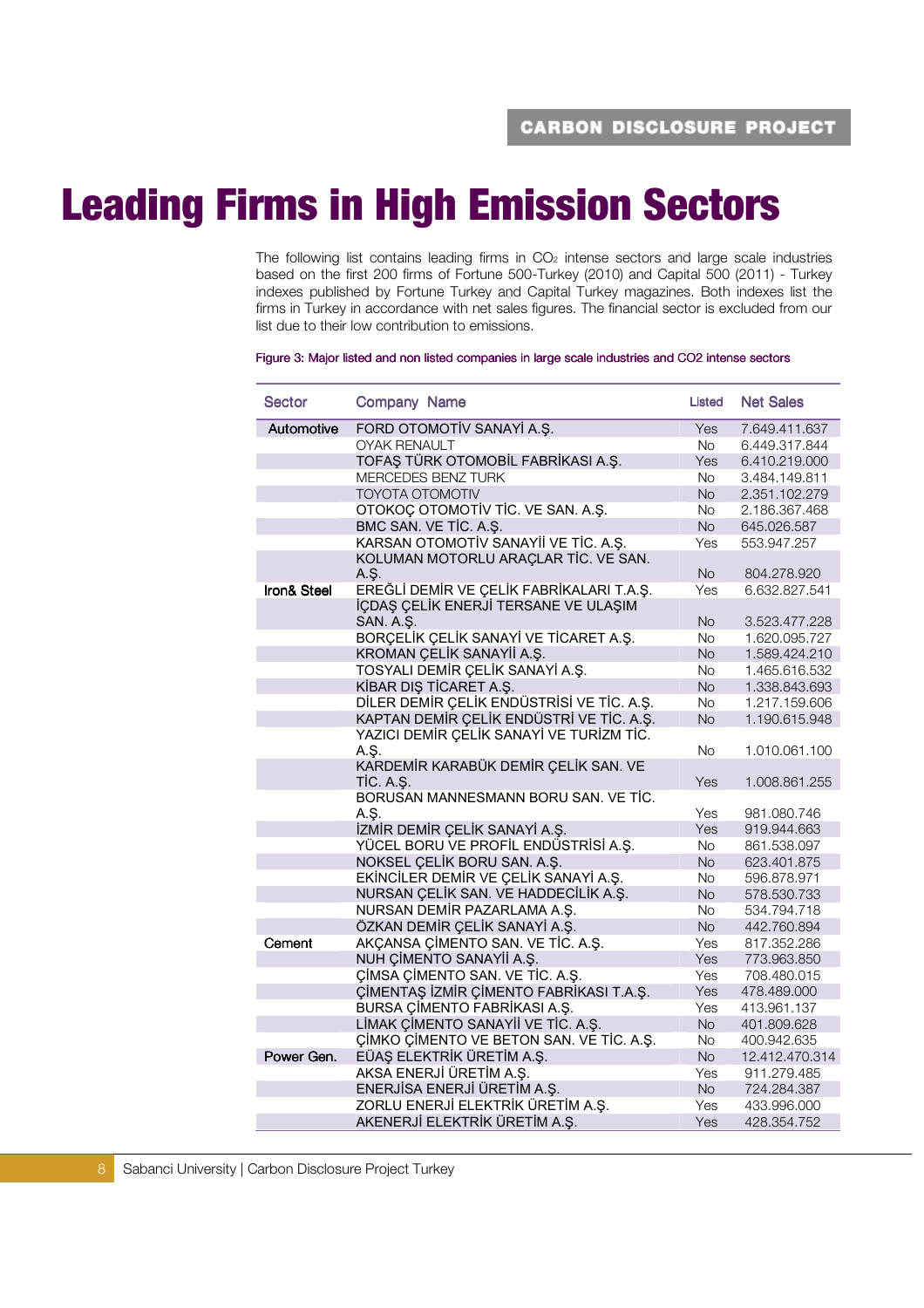# Leading Firms in High Emission Sectors

The following list contains leading firms in $CO_2$ intense sectors and large scale industries based on the first 200 firms of Fortune 500-Turkey (2010) and Capital 500 (2011) - Turkey indexes published by Fortune Turkey and Capital Turkey magazines. Both indexes list the firms in Turkey in accordance with net sales figures. The financial sector is excluded from our list due to their low contribution to emissions.

Figure 3: Major listed and non listed companies in large scale industries and CO2 intense sectors

| Sector | Company Name | Listed | Net Sales |
|---|---|---|---|
| Automotive | FORD OTOMOTİV SANAYİ A.Ş. | Yes | 7.649.411.637 |
| | OYAK RENAULT | No | 6.449.317.844 |
| | TOFAŞ TÜRK OTOMOBİL FABRİKASI A.Ş. | Yes | 6.410.219.000 |
| | MERCEDES BENZ TURK | No | 3.484.149.811 |
| | TOYOTA OTOMOTIV | No | 2.351.102.279 |
| | OTOKOÇ OTOMOTİV TİC. VE SAN. A.Ş. | No | 2.186.367.468 |
| | BMC SAN. VE TİC. A.Ş. | No | 645.026.587 |
| | KARSAN OTOMOTİV SANAYİİ VE TİC. A.Ş. | Yes | 553.947.257 |
| | KOLUMAN MOTORLU ARAÇLAR TİC. VE SAN. A.Ş. | No | 804.278.920 |
| Iron& Steel | EREĞLİ DEMİR VE ÇELİK FABRİKALARI T.A.Ş. | Yes | 6.632.827.541 |
| | İÇDAŞ ÇELİK ENERJİ TERSANE VE ULAŞIM SAN. A.Ş. | No | 3.523.477.228 |
| | BORÇELİK ÇELİK SANAYİ VE TİCARET A.Ş. | No | 1.620.095.727 |
| | KROMAN ÇELİK SANAYİİ A.Ş. | No | 1.589.424.210 |
| | TOSYALI DEMİR ÇELİK SANAYİ A.Ş. | No | 1.465.616.532 |
| | KİBAR DIŞ TİCARET A.Ş. | No | 1.338.843.693 |
| | DİLER DEMİR ÇELİK ENDÜSTRİSİ VE TİC. A.Ş. | No | 1.217.159.606 |
| | KAPTAN DEMİR ÇELİK ENDÜSTRİ VE TİC. A.Ş. | No | 1.190.615.948 |
| | YAZICI DEMİR ÇELİK SANAYİ VE TURİZM TİC. A.Ş. | No | 1.010.061.100 |
| | KARDEMİR KARABÜK DEMİR ÇELİK SAN. VE TİC. A.Ş. | Yes | 1.008.861.255 |
| | BORUSAN MANNESMANN BORU SAN. VE TİC. A.Ş. | Yes | 981.080.746 |
| | İZMİR DEMİR ÇELİK SANAYİ A.Ş. | Yes | 919.944.663 |
| | YÜCEL BORU VE PROFİL ENDÜSTRİSİ A.Ş. | No | 861.538.097 |
| | NOKSEL ÇELİK BORU SAN. A.Ş. | No | 623.401.875 |
| | EKİNCİLER DEMİR VE ÇELİK SANAYİ A.Ş. | No | 596.878.971 |
| | NURSAN ÇELİK SAN. VE HADDECİLİK A.Ş. | No | 578.530.733 |
| | NURSAN DEMİR PAZARLAMA A.Ş. | No | 534.794.718 |
| | ÖZKAN DEMİR ÇELİK SANAYİ A.Ş. | No | 442.760.894 |
| Cement | AKÇANSA ÇİMENTO SAN. VE TİC. A.Ş. | Yes | 817.352.286 |
| | NUH ÇİMENTO SANAYİİ A.Ş. | Yes | 773.963.850 |
| | ÇİMSA ÇİMENTO SAN. VE TİC. A.Ş. | Yes | 708.480.015 |
| | ÇİMENTAŞ İZMİR ÇİMENTO FABRİKASI T.A.Ş. | Yes | 478.489.000 |
| | BURSA ÇİMENTO FABRİKASI A.Ş. | Yes | 413.961.137 |
| | LİMAK ÇİMENTO SANAYİİ VE TİC. A.Ş. | No | 401.809.628 |
| | ÇİMKO ÇİMENTO VE BETON SAN. VE TİC. A.Ş. | No | 400.942.635 |
| Power Gen. | EÜAŞ ELEKTRİK ÜRETİM A.Ş. | No | 12.412.470.314 |
| | AKSA ENERJİ ÜRETİM A.Ş. | Yes | 911.279.485 |
| | ENERJİSA ENERJİ ÜRETİM A.Ş. | No | 724.284.387 |
| | ZORLU ENERJİ ELEKTRİK ÜRETİM A.Ş. | Yes | 433.996.000 |
| | AKENERJİ ELEKTRİK ÜRETİM A.Ş. | Yes | 428.354.752 |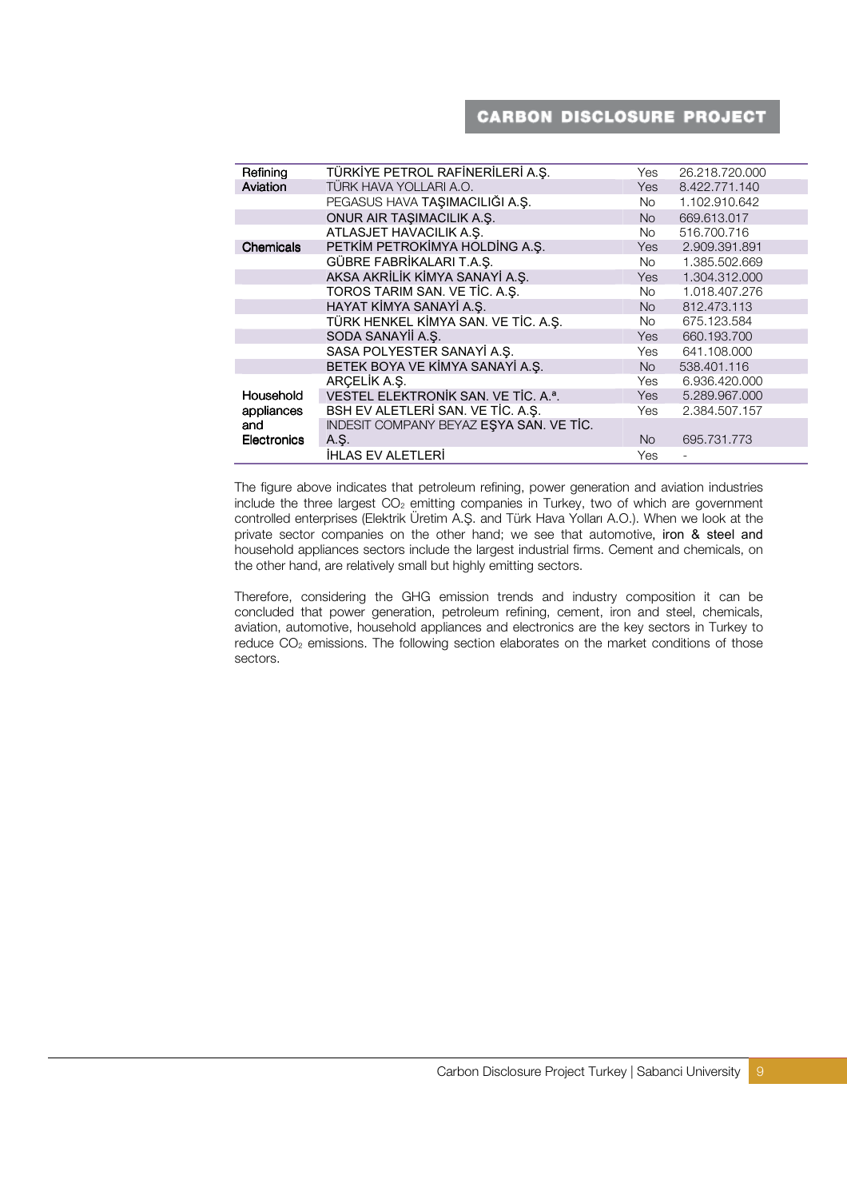| | | | |
|---|---|---|---|
| Refining | TÜRKİYE PETROL RAFİNERİLERİ A.Ş. | Yes | 26.218.720.000 |
| Aviation | TÜRK HAVA YOLLARI A.O. | Yes | 8.422.771.140 |
| | PEGASUS HAVA TAŞIMACILIĞI A.Ş. | No | 1.102.910.642 |
| | ONUR AIR TAŞIMACILIK A.Ş. | No | 669.613.017 |
| | ATLASJET HAVACILIK A.Ş. | No | 516.700.716 |
| Chemicals | PETKİM PETROKİMYA HOLDİNG A.Ş. | Yes | 2.909.391.891 |
| | GÜBRE FABRİKALARI T.A.Ş. | No | 1.385.502.669 |
| | AKSA AKRİLİK KİMYA SANAYİ A.Ş. | Yes | 1.304.312.000 |
| | TOROS TARIM SAN. VE TİC. A.Ş. | No | 1.018.407.276 |
| | HAYAT KİMYA SANAYİ A.Ş. | No | 812.473.113 |
| | TÜRK HENKEL KİMYA SAN. VE TİC. A.Ş. | No | 675.123.584 |
| | SODA SANAYİİ A.Ş. | Yes | 660.193.700 |
| | SASA POLYESTER SANAYİ A.Ş. | Yes | 641.108.000 |
| | BETEK BOYA VE KİMYA SANAYİ A.Ş. | No | 538.401.116 |
| Household appliances and Electronics | ARÇELİK A.Ş. | Yes | 6.936.420.000 |
| | VESTEL ELEKTRONİK SAN. VE TİC. A.ª. | Yes | 5.289.967.000 |
| | BSH EV ALETLERİ SAN. VE TİC. A.Ş. | Yes | 2.384.507.157 |
| | INDESIT COMPANY BEYAZ EŞYA SAN. VE TİC. A.Ş. | No | 695.731.773 |
| | İHLAS EV ALETLERİ | Yes | - |

The figure above indicates that petroleum refining, power generation and aviation industries include the three largest $CO_2$ emitting companies in Turkey, two of which are government controlled enterprises (Elektrik Üretim A.Ş. and Türk Hava Yolları A.O.). When we look at the private sector companies on the other hand; we see that automotive, iron & steel and household appliances sectors include the largest industrial firms. Cement and chemicals, on the other hand, are relatively small but highly emitting sectors.

Therefore, considering the GHG emission trends and industry composition it can be concluded that power generation, petroleum refining, cement, iron and steel, chemicals, aviation, automotive, household appliances and electronics are the key sectors in Turkey to reduce $CO_2$ emissions. The following section elaborates on the market conditions of those sectors.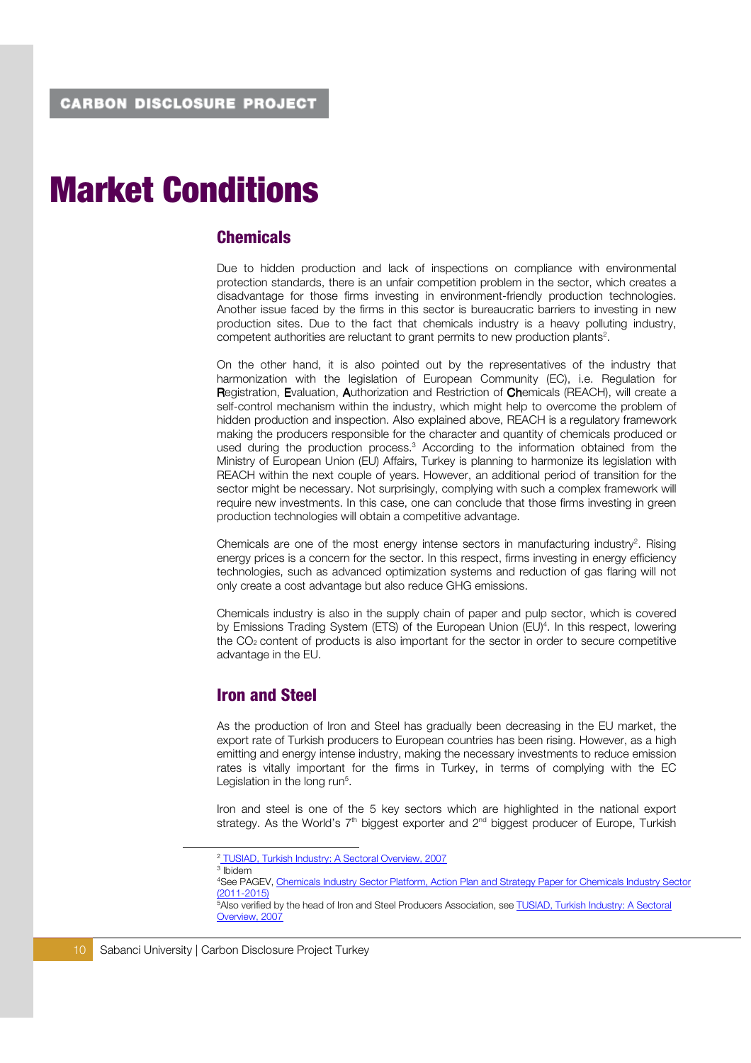# Market Conditions

## Chemicals

Due to hidden production and lack of inspections on compliance with environmental protection standards, there is an unfair competition problem in the sector, which creates a disadvantage for those firms investing in environment-friendly production technologies. Another issue faced by the firms in this sector is bureaucratic barriers to investing in new production sites. Due to the fact that chemicals industry is a heavy polluting industry, competent authorities are reluctant to grant permits to new production plants[2].

On the other hand, it is also pointed out by the representatives of the industry that harmonization with the legislation of European Community (EC), i.e. Regulation for **R**egistration, **E**valuation, **A**uthorization and Restriction of **Ch**emicals (REACH), will create a self-control mechanism within the industry, which might help to overcome the problem of hidden production and inspection. Also explained above, REACH is a regulatory framework making the producers responsible for the character and quantity of chemicals produced or used during the production process.[3] According to the information obtained from the Ministry of European Union (EU) Affairs, Turkey is planning to harmonize its legislation with REACH within the next couple of years. However, an additional period of transition for the sector might be necessary. Not surprisingly, complying with such a complex framework will require new investments. In this case, one can conclude that those firms investing in green production technologies will obtain a competitive advantage.

Chemicals are one of the most energy intense sectors in manufacturing industry[2]. Rising energy prices is a concern for the sector. In this respect, firms investing in energy efficiency technologies, such as advanced optimization systems and reduction of gas flaring will not only create a cost advantage but also reduce GHG emissions.

Chemicals industry is also in the supply chain of paper and pulp sector, which is covered by Emissions Trading System (ETS) of the European Union (EU)[4]. In this respect, lowering the $CO_2$ content of products is also important for the sector in order to secure competitive advantage in the EU.

## Iron and Steel

As the production of Iron and Steel has gradually been decreasing in the EU market, the export rate of Turkish producers to European countries has been rising. However, as a high emitting and energy intense industry, making the necessary investments to reduce emission rates is vitally important for the firms in Turkey, in terms of complying with the EC Legislation in the long run[5].

Iron and steel is one of the 5 key sectors which are highlighted in the national export strategy. As the World's 7th biggest exporter and 2nd biggest producer of Europe, Turkish

---

[2] TUSIAD, Turkish Industry: A Sectoral Overview, 2007

[3] Ibidem

[4] See PAGEV, Chemicals Industry Sector Platform, Action Plan and Strategy Paper for Chemicals Industry Sector (2011-2015)

[5] Also verified by the head of Iron and Steel Producers Association, see TUSIAD, Turkish Industry: A Sectoral Overview, 2007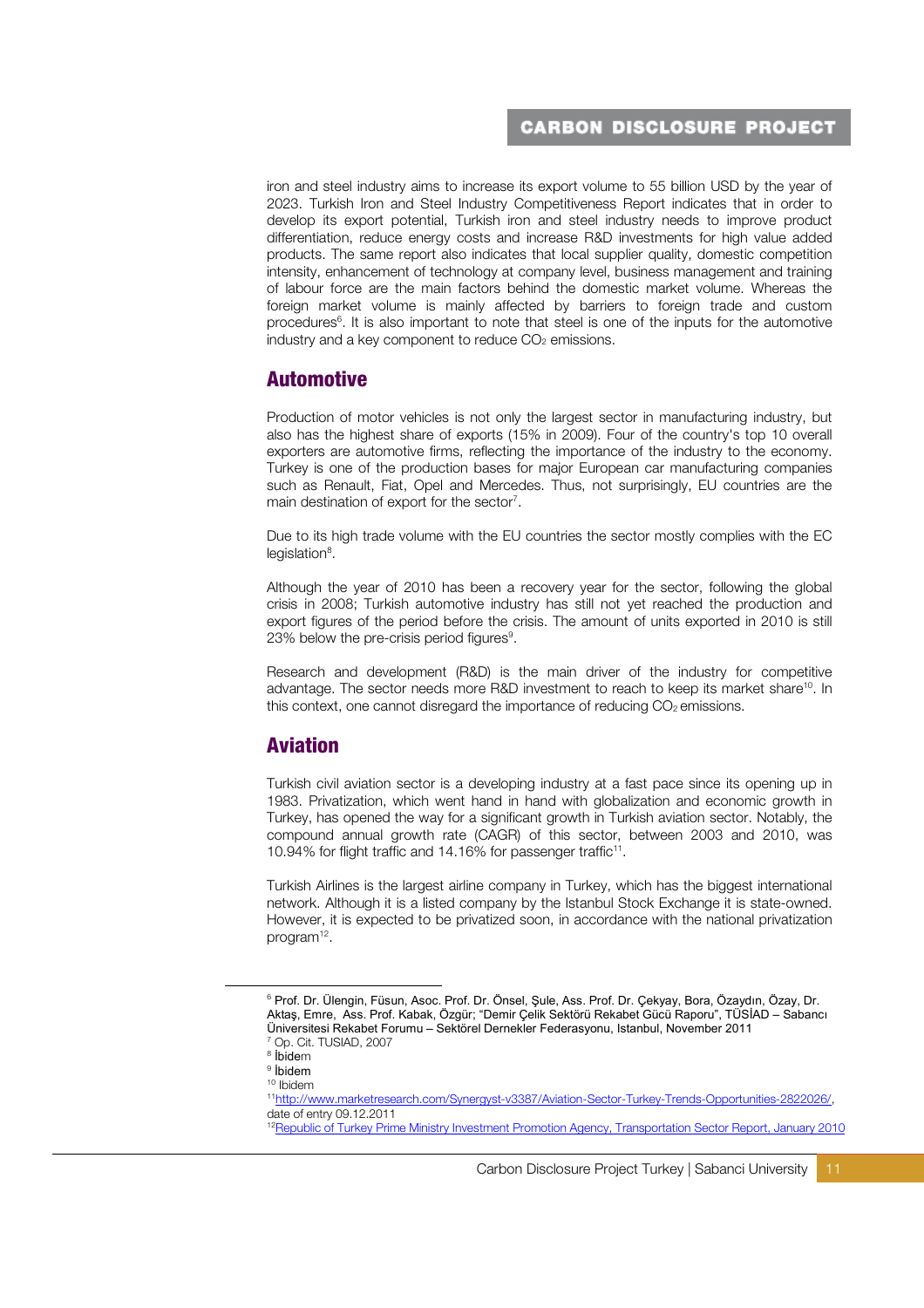iron and steel industry aims to increase its export volume to 55 billion USD by the year of 2023. Turkish Iron and Steel Industry Competitiveness Report indicates that in order to develop its export potential, Turkish iron and steel industry needs to improve product differentiation, reduce energy costs and increase R&D investments for high value added products. The same report also indicates that local supplier quality, domestic competition intensity, enhancement of technology at company level, business management and training of labour force are the main factors behind the domestic market volume. Whereas the foreign market volume is mainly affected by barriers to foreign trade and custom procedures[6]. It is also important to note that steel is one of the inputs for the automotive industry and a key component to reduce $CO_2$ emissions.

## Automotive

Production of motor vehicles is not only the largest sector in manufacturing industry, but also has the highest share of exports (15% in 2009). Four of the country's top 10 overall exporters are automotive firms, reflecting the importance of the industry to the economy. Turkey is one of the production bases for major European car manufacturing companies such as Renault, Fiat, Opel and Mercedes. Thus, not surprisingly, EU countries are the main destination of export for the sector[7].

Due to its high trade volume with the EU countries the sector mostly complies with the EC legislation[8].

Although the year of 2010 has been a recovery year for the sector, following the global crisis in 2008; Turkish automotive industry has still not yet reached the production and export figures of the period before the crisis. The amount of units exported in 2010 is still 23% below the pre-crisis period figures[9].

Research and development (R&D) is the main driver of the industry for competitive advantage. The sector needs more R&D investment to reach to keep its market share[10]. In this context, one cannot disregard the importance of reducing $CO_2$ emissions.

## Aviation

Turkish civil aviation sector is a developing industry at a fast pace since its opening up in 1983. Privatization, which went hand in hand with globalization and economic growth in Turkey, has opened the way for a significant growth in Turkish aviation sector. Notably, the compound annual growth rate (CAGR) of this sector, between 2003 and 2010, was 10.94% for flight traffic and 14.16% for passenger traffic[11].

Turkish Airlines is the largest airline company in Turkey, which has the biggest international network. Although it is a listed company by the Istanbul Stock Exchange it is state-owned. However, it is expected to be privatized soon, in accordance with the national privatization program[12].

---

[6] Prof. Dr. Ülengin, Füsun, Asoc. Prof. Dr. Önsel, Şule, Ass. Prof. Dr. Çekyay, Bora, Özaydın, Özay, Dr. Aktaş, Emre, Ass. Prof. Kabak, Özgür; "Demir Çelik Sektörü Rekabet Gücü Raporu", TÜSİAD – Sabancı Üniversitesi Rekabet Forumu – Sektörel Dernekler Federasyonu, Istanbul, November 2011

[7] Op. Cit. TUSIAD, 2007

[8] İbidem

[9] İbidem

[10] Ibidem

[11] http://www.marketresearch.com/Synergyst-v3387/Aviation-Sector-Turkey-Trends-Opportunities-2822026/, date of entry 09.12.2011

[12] Republic of Turkey Prime Ministry Investment Promotion Agency, Transportation Sector Report, January 2010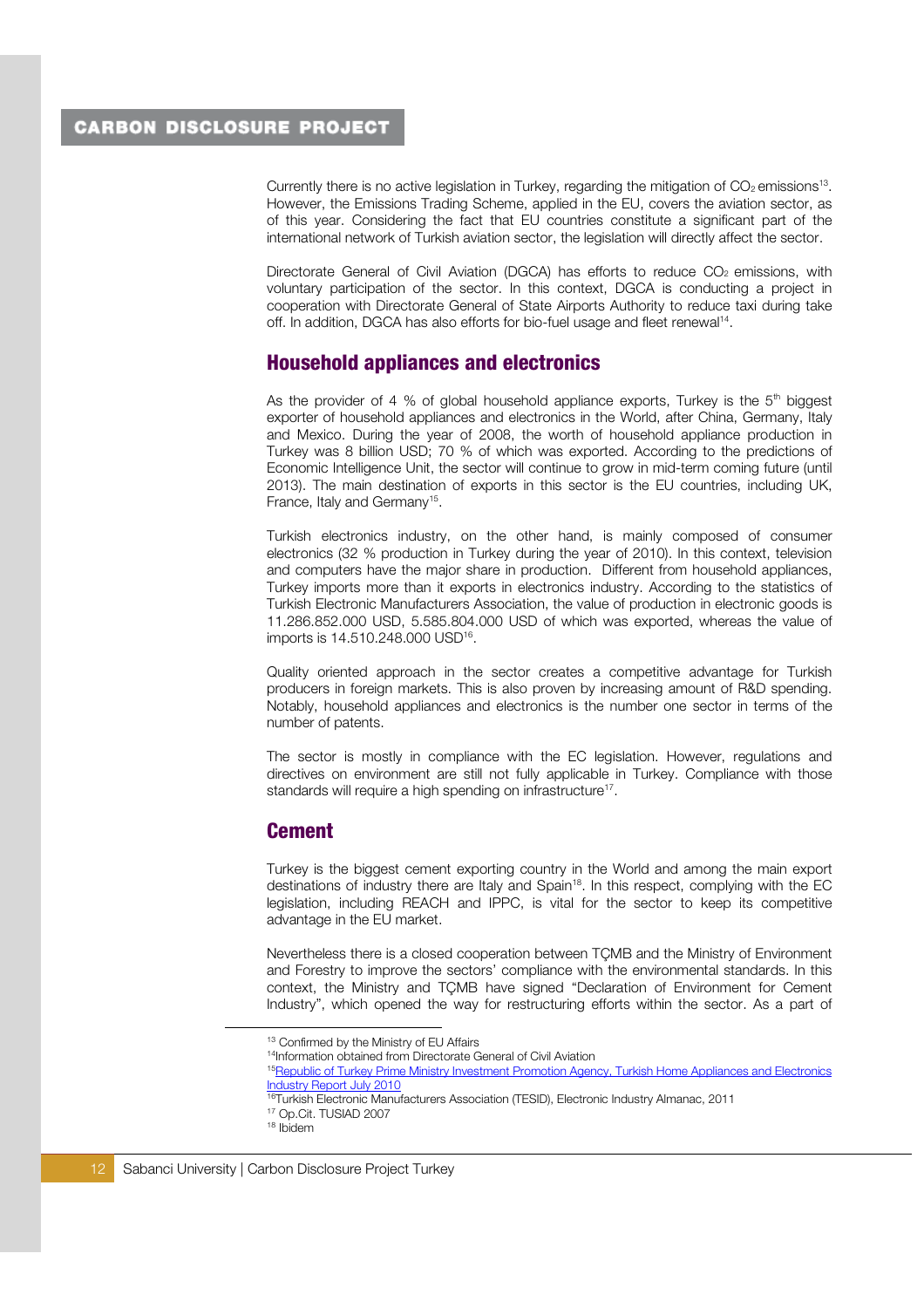Currently there is no active legislation in Turkey, regarding the mitigation of $CO_2$ emissions[13]. However, the Emissions Trading Scheme, applied in the EU, covers the aviation sector, as of this year. Considering the fact that EU countries constitute a significant part of the international network of Turkish aviation sector, the legislation will directly affect the sector.

Directorate General of Civil Aviation (DGCA) has efforts to reduce $CO_2$ emissions, with voluntary participation of the sector. In this context, DGCA is conducting a project in cooperation with Directorate General of State Airports Authority to reduce taxi during take off. In addition, DGCA has also efforts for bio-fuel usage and fleet renewal[14].

## Household appliances and electronics

As the provider of 4 % of global household appliance exports, Turkey is the 5th biggest exporter of household appliances and electronics in the World, after China, Germany, Italy and Mexico. During the year of 2008, the worth of household appliance production in Turkey was 8 billion USD; 70 % of which was exported. According to the predictions of Economic Intelligence Unit, the sector will continue to grow in mid-term coming future (until 2013). The main destination of exports in this sector is the EU countries, including UK, France, Italy and Germany[15].

Turkish electronics industry, on the other hand, is mainly composed of consumer electronics (32 % production in Turkey during the year of 2010). In this context, television and computers have the major share in production. Different from household appliances, Turkey imports more than it exports in electronics industry. According to the statistics of Turkish Electronic Manufacturers Association, the value of production in electronic goods is 11.286.852.000 USD, 5.585.804.000 USD of which was exported, whereas the value of imports is 14.510.248.000 USD[16].

Quality oriented approach in the sector creates a competitive advantage for Turkish producers in foreign markets. This is also proven by increasing amount of R&D spending. Notably, household appliances and electronics is the number one sector in terms of the number of patents.

The sector is mostly in compliance with the EC legislation. However, regulations and directives on environment are still not fully applicable in Turkey. Compliance with those standards will require a high spending on infrastructure[17].

## Cement

Turkey is the biggest cement exporting country in the World and among the main export destinations of industry there are Italy and Spain[18]. In this respect, complying with the EC legislation, including REACH and IPPC, is vital for the sector to keep its competitive advantage in the EU market.

Nevertheless there is a closed cooperation between TÇMB and the Ministry of Environment and Forestry to improve the sectors' compliance with the environmental standards. In this context, the Ministry and TÇMB have signed "Declaration of Environment for Cement Industry", which opened the way for restructuring efforts within the sector. As a part of

---

[13] Confirmed by the Ministry of EU Affairs
[14] Information obtained from Directorate General of Civil Aviation
[15] Republic of Turkey Prime Ministry Investment Promotion Agency, Turkish Home Appliances and Electronics Industry Report July 2010
[16] Turkish Electronic Manufacturers Association (TESID), Electronic Industry Almanac, 2011
[17] Op.Cit. TUSIAD 2007
[18] Ibidem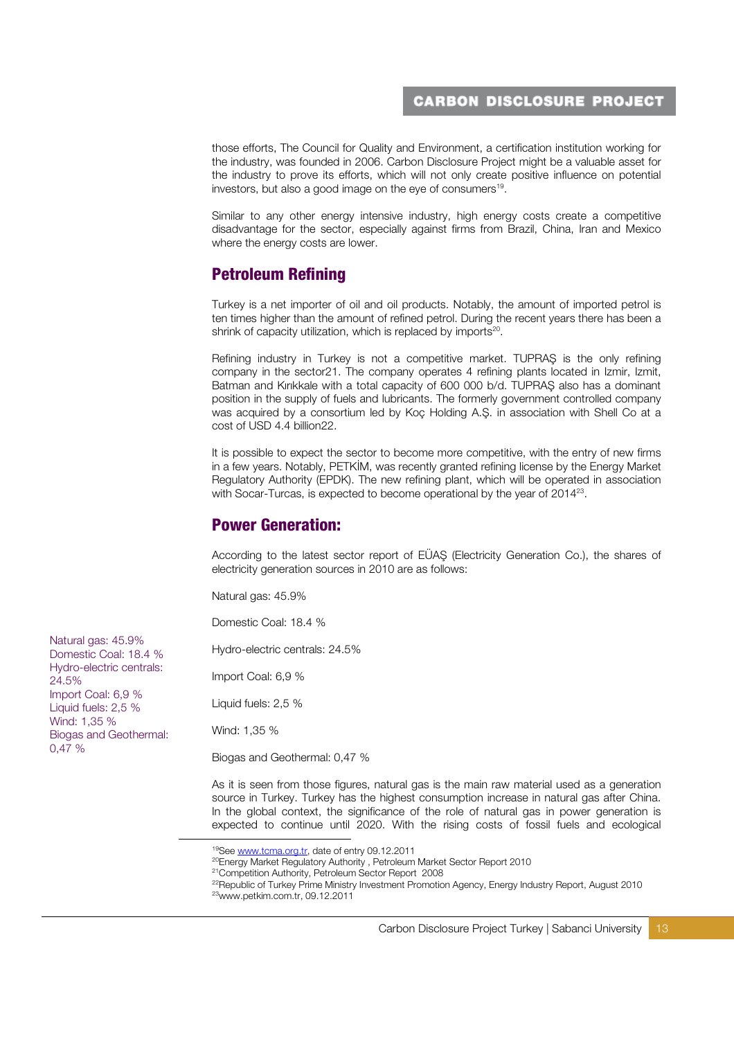those efforts, The Council for Quality and Environment, a certification institution working for the industry, was founded in 2006. Carbon Disclosure Project might be a valuable asset for the industry to prove its efforts, which will not only create positive influence on potential investors, but also a good image on the eye of consumers[19].

Similar to any other energy intensive industry, high energy costs create a competitive disadvantage for the sector, especially against firms from Brazil, China, Iran and Mexico where the energy costs are lower.

## Petroleum Refining

Turkey is a net importer of oil and oil products. Notably, the amount of imported petrol is ten times higher than the amount of refined petrol. During the recent years there has been a shrink of capacity utilization, which is replaced by imports[20].

Refining industry in Turkey is not a competitive market. TUPRAŞ is the only refining company in the sector21. The company operates 4 refining plants located in Izmir, Izmit, Batman and Kırıkkale with a total capacity of 600 000 b/d. TUPRAŞ also has a dominant position in the supply of fuels and lubricants. The formerly government controlled company was acquired by a consortium led by Koç Holding A.Ş. in association with Shell Co at a cost of USD 4.4 billion22.

It is possible to expect the sector to become more competitive, with the entry of new firms in a few years. Notably, PETKİM, was recently granted refining license by the Energy Market Regulatory Authority (EPDK). The new refining plant, which will be operated in association with Socar-Turcas, is expected to become operational by the year of 2014[23].

## Power Generation:

According to the latest sector report of EÜAŞ (Electricity Generation Co.), the shares of electricity generation sources in 2010 are as follows:

Natural gas: 45.9%

Domestic Coal: 18.4 %

Hydro-electric centrals: 24.5%

Import Coal: 6,9 %

Liquid fuels: 2,5 %

Wind: 1,35 %

Biogas and Geothermal: 0,47 %

As it is seen from those figures, natural gas is the main raw material used as a generation source in Turkey. Turkey has the highest consumption increase in natural gas after China. In the global context, the significance of the role of natural gas in power generation is expected to continue until 2020. With the rising costs of fossil fuels and ecological

---

[19]See www.tcma.org.tr, date of entry 09.12.2011
[20]Energy Market Regulatory Authority , Petroleum Market Sector Report 2010
[21]Competition Authority, Petroleum Sector Report 2008
[22]Republic of Turkey Prime Ministry Investment Promotion Agency, Energy Industry Report, August 2010
[23]www.petkim.com.tr, 09.12.2011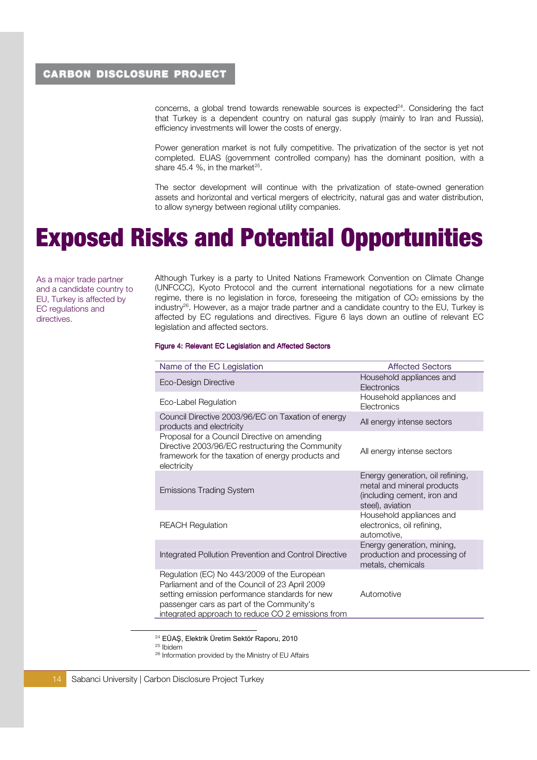concerns, a global trend towards renewable sources is expected[24]. Considering the fact that Turkey is a dependent country on natural gas supply (mainly to Iran and Russia), efficiency investments will lower the costs of energy.

Power generation market is not fully competitive. The privatization of the sector is yet not completed. EUAS (government controlled company) has the dominant position, with a share 45.4 %, in the market[25].

The sector development will continue with the privatization of state-owned generation assets and horizontal and vertical mergers of electricity, natural gas and water distribution, to allow synergy between regional utility companies.

# Exposed Risks and Potential Opportunities

As a major trade partner and a candidate country to EU, Turkey is affected by EC regulations and directives.

Although Turkey is a party to United Nations Framework Convention on Climate Change (UNFCCC), Kyoto Protocol and the current international negotiations for a new climate regime, there is no legislation in force, foreseeing the mitigation of $CO_2$ emissions by the industry[26]. However, as a major trade partner and a candidate country to the EU, Turkey is affected by EC regulations and directives. Figure 6 lays down an outline of relevant EC legislation and affected sectors.

**Figure 4: Relevant EC Legislation and Affected Sectors**

| Name of the EC Legislation | Affected Sectors |
|---|---|
| Eco-Design Directive | Household appliances and Electronics |
| Eco-Label Regulation | Household appliances and Electronics |
| Council Directive 2003/96/EC on Taxation of energy products and electricity | All energy intense sectors |
| Proposal for a Council Directive on amending Directive 2003/96/EC restructuring the Community framework for the taxation of energy products and electricity | All energy intense sectors |
| Emissions Trading System | Energy generation, oil refining, metal and mineral products (including cement, iron and steel), aviation |
| REACH Regulation | Household appliances and electronics, oil refining, automotive, |
| Integrated Pollution Prevention and Control Directive | Energy generation, mining, production and processing of metals, chemicals |
| Regulation (EC) No 443/2009 of the European Parliament and of the Council of 23 April 2009 setting emission performance standards for new passenger cars as part of the Community's integrated approach to reduce CO 2 emissions from | Automotive |

[24] EÜAŞ, Elektrik Üretim Sektör Raporu, 2010

[25] Ibidem

[26] Information provided by the Ministry of EU Affairs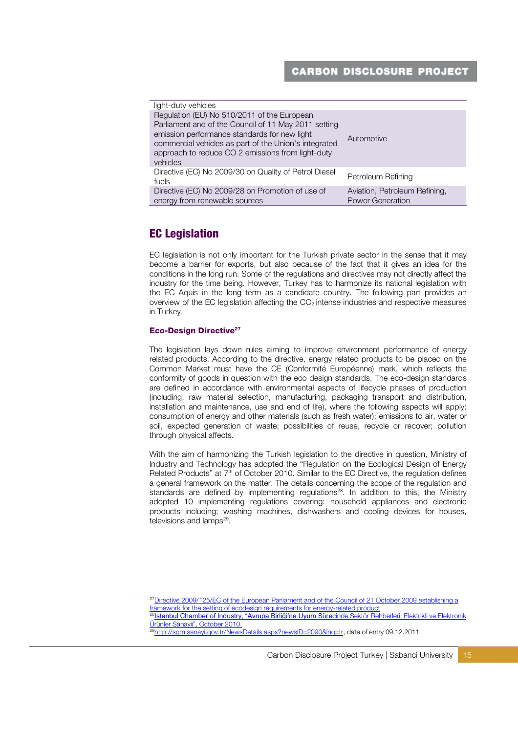| | |
|---|---|
| light-duty vehicles | |
| Regulation (EU) No 510/2011 of the European Parliament and of the Council of 11 May 2011 setting emission performance standards for new light commercial vehicles as part of the Union's integrated approach to reduce CO 2 emissions from light-duty vehicles | Automotive |
| Directive (EC) No 2009/30 on Quality of Petrol Diesel fuels | Petroleum Refining |
| Directive (EC) No 2009/28 on Promotion of use of energy from renewable sources | Aviation, Petroleum Refining, Power Generation |

## EC Legislation

EC legislation is not only important for the Turkish private sector in the sense that it may become a barrier for exports, but also because of the fact that it gives an idea for the conditions in the long run. Some of the regulations and directives may not directly affect the industry for the time being. However, Turkey has to harmonize its national legislation with the EC Aquis in the long term as a candidate country. The following part provides an overview of the EC legislation affecting the $CO_2$ intense industries and respective measures in Turkey.

### Eco-Design Directive[27]

The legislation lays down rules aiming to improve environment performance of energy related products. According to the directive, energy related products to be placed on the Common Market must have the CE (Conformité Européenne) mark, which reflects the conformity of goods in question with the eco design standards. The eco-design standards are defined in accordance with environmental aspects of lifecycle phases of production (including, raw material selection, manufacturing, packaging transport and distribution, installation and maintenance, use and end of life), where the following aspects will apply: consumption of energy and other materials (such as fresh water); emissions to air, water or soil, expected generation of waste; possibilities of reuse, recycle or recover; pollution through physical affects.

With the aim of harmonizing the Turkish legislation to the directive in question, Ministry of Industry and Technology has adopted the "Regulation on the Ecological Design of Energy Related Products" at 7th of October 2010. Similar to the EC Directive, the regulation defines a general framework on the matter. The details concerning the scope of the regulation and standards are defined by implementing regulations[28]. In addition to this, the Ministry adopted 10 implementing regulations covering: household appliances and electronic products including; washing machines, dishwashers and cooling devices for houses, televisions and lamps[29].

---

[27] Directive 2009/125/EC of the European Parliament and of the Council of 21 October 2009 establishing a framework for the setting of ecodesign requirements for energy-related product

[28] Istanbul Chamber of Industry, "Avrupa Birliği'ne Uyum Sürecinde Sektör Rehberleri: Elektrikli ve Elektronik Ürünler Sanayii", October 2010.

[29] http://sgm.sanayi.gov.tr/NewsDetails.aspx?newsID=2090&lng=tr, date of entry 09.12.2011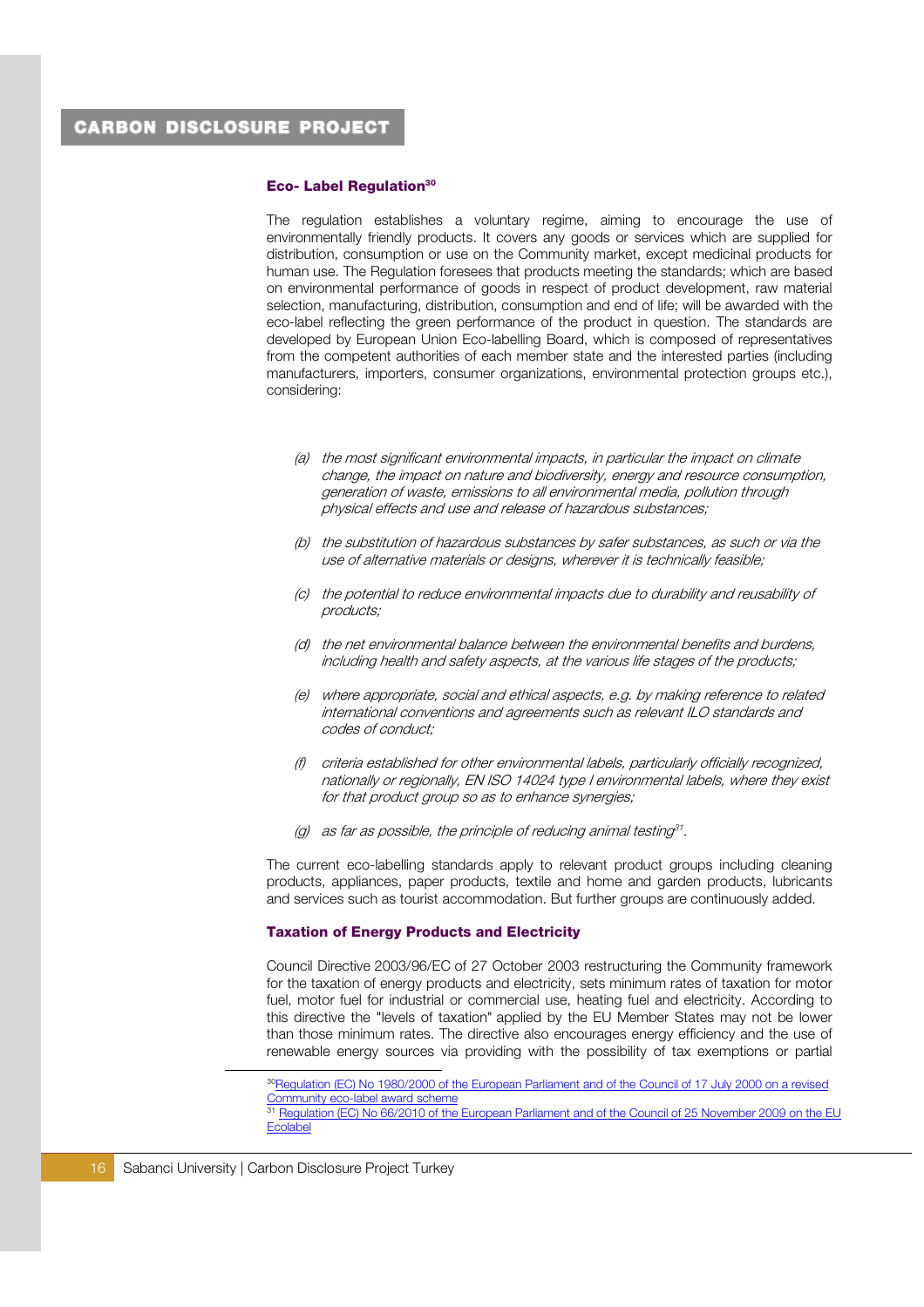### Eco- Label Regulation[30]

The regulation establishes a voluntary regime, aiming to encourage the use of environmentally friendly products. It covers any goods or services which are supplied for distribution, consumption or use on the Community market, except medicinal products for human use. The Regulation foresees that products meeting the standards; which are based on environmental performance of goods in respect of product development, raw material selection, manufacturing, distribution, consumption and end of life; will be awarded with the eco-label reflecting the green performance of the product in question. The standards are developed by European Union Eco-labelling Board, which is composed of representatives from the competent authorities of each member state and the interested parties (including manufacturers, importers, consumer organizations, environmental protection groups etc.), considering:

*(a) the most significant environmental impacts, in particular the impact on climate change, the impact on nature and biodiversity, energy and resource consumption, generation of waste, emissions to all environmental media, pollution through physical effects and use and release of hazardous substances;*

*(b) the substitution of hazardous substances by safer substances, as such or via the use of alternative materials or designs, wherever it is technically feasible;*

*(c) the potential to reduce environmental impacts due to durability and reusability of products;*

*(d) the net environmental balance between the environmental benefits and burdens, including health and safety aspects, at the various life stages of the products;*

*(e) where appropriate, social and ethical aspects, e.g. by making reference to related international conventions and agreements such as relevant ILO standards and codes of conduct;*

*(f) criteria established for other environmental labels, particularly officially recognized, nationally or regionally, EN ISO 14024 type I environmental labels, where they exist for that product group so as to enhance synergies;*

*(g) as far as possible, the principle of reducing animal testing[31].*

The current eco-labelling standards apply to relevant product groups including cleaning products, appliances, paper products, textile and home and garden products, lubricants and services such as tourist accommodation. But further groups are continuously added.

### Taxation of Energy Products and Electricity

Council Directive 2003/96/EC of 27 October 2003 restructuring the Community framework for the taxation of energy products and electricity, sets minimum rates of taxation for motor fuel, motor fuel for industrial or commercial use, heating fuel and electricity. According to this directive the "levels of taxation" applied by the EU Member States may not be lower than those minimum rates. The directive also encourages energy efficiency and the use of renewable energy sources via providing with the possibility of tax exemptions or partial

---

[30] Regulation (EC) No 1980/2000 of the European Parliament and of the Council of 17 July 2000 on a revised Community eco-label award scheme

[31] Regulation (EC) No 66/2010 of the European Parliament and of the Council of 25 November 2009 on the EU Ecolabel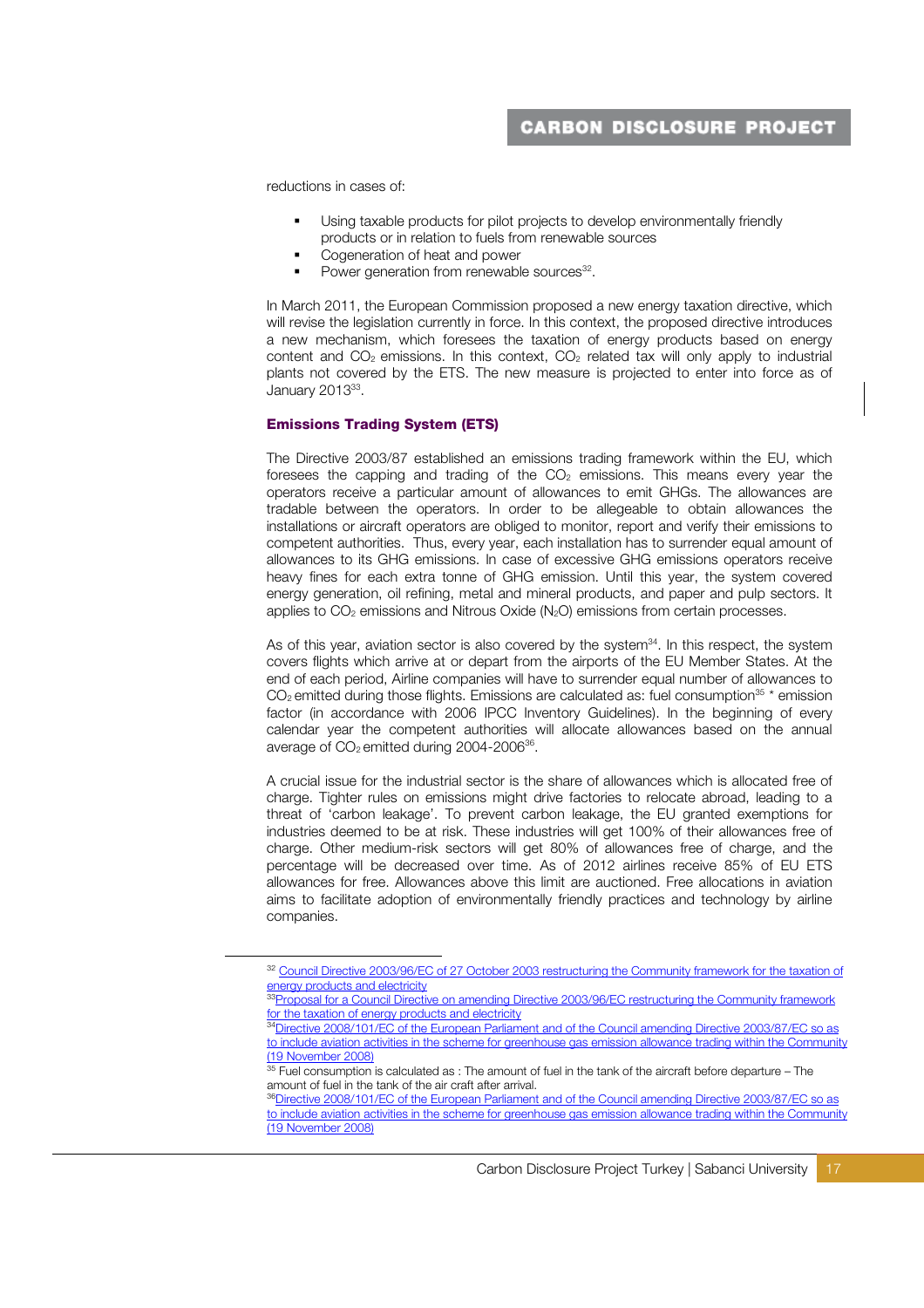reductions in cases of:

- Using taxable products for pilot projects to develop environmentally friendly products or in relation to fuels from renewable sources
- Cogeneration of heat and power
- Power generation from renewable sources[32].

In March 2011, the European Commission proposed a new energy taxation directive, which will revise the legislation currently in force. In this context, the proposed directive introduces a new mechanism, which foresees the taxation of energy products based on energy content and $CO_2$ emissions. In this context, $CO_2$ related tax will only apply to industrial plants not covered by the ETS. The new measure is projected to enter into force as of January 2013[33].

### Emissions Trading System (ETS)

The Directive 2003/87 established an emissions trading framework within the EU, which foresees the capping and trading of the $CO_2$ emissions. This means every year the operators receive a particular amount of allowances to emit GHGs. The allowances are tradable between the operators. In order to be allegeable to obtain allowances the installations or aircraft operators are obliged to monitor, report and verify their emissions to competent authorities. Thus, every year, each installation has to surrender equal amount of allowances to its GHG emissions. In case of excessive GHG emissions operators receive heavy fines for each extra tonne of GHG emission. Until this year, the system covered energy generation, oil refining, metal and mineral products, and paper and pulp sectors. It applies to $CO_2$ emissions and Nitrous Oxide ($N_2O$) emissions from certain processes.

As of this year, aviation sector is also covered by the system[34]. In this respect, the system covers flights which arrive at or depart from the airports of the EU Member States. At the end of each period, Airline companies will have to surrender equal number of allowances to $CO_2$ emitted during those flights. Emissions are calculated as: fuel consumption[35] * emission factor (in accordance with 2006 IPCC Inventory Guidelines). In the beginning of every calendar year the competent authorities will allocate allowances based on the annual average of $CO_2$ emitted during 2004-2006[36].

A crucial issue for the industrial sector is the share of allowances which is allocated free of charge. Tighter rules on emissions might drive factories to relocate abroad, leading to a threat of 'carbon leakage'. To prevent carbon leakage, the EU granted exemptions for industries deemed to be at risk. These industries will get 100% of their allowances free of charge. Other medium-risk sectors will get 80% of allowances free of charge, and the percentage will be decreased over time. As of 2012 airlines receive 85% of EU ETS allowances for free. Allowances above this limit are auctioned. Free allocations in aviation aims to facilitate adoption of environmentally friendly practices and technology by airline companies.

---

[32] Council Directive 2003/96/EC of 27 October 2003 restructuring the Community framework for the taxation of energy products and electricity

[33] Proposal for a Council Directive on amending Directive 2003/96/EC restructuring the Community framework for the taxation of energy products and electricity

[34] Directive 2008/101/EC of the European Parliament and of the Council amending Directive 2003/87/EC so as to include aviation activities in the scheme for greenhouse gas emission allowance trading within the Community (19 November 2008)

[35] Fuel consumption is calculated as : The amount of fuel in the tank of the aircraft before departure – The amount of fuel in the tank of the air craft after arrival.

[36] Directive 2008/101/EC of the European Parliament and of the Council amending Directive 2003/87/EC so as to include aviation activities in the scheme for greenhouse gas emission allowance trading within the Community (19 November 2008)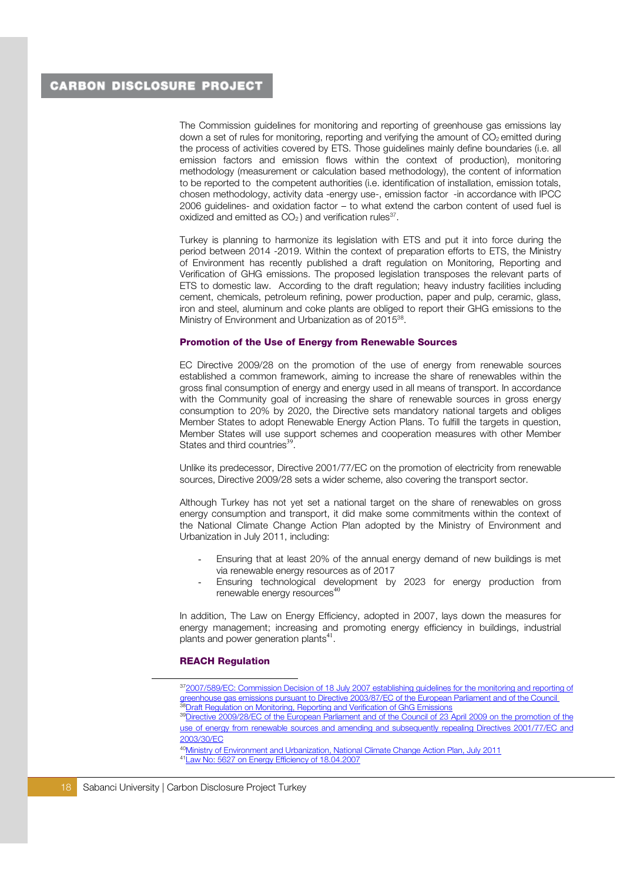The Commission guidelines for monitoring and reporting of greenhouse gas emissions lay down a set of rules for monitoring, reporting and verifying the amount of $CO_2$ emitted during the process of activities covered by ETS. Those guidelines mainly define boundaries (i.e. all emission factors and emission flows within the context of production), monitoring methodology (measurement or calculation based methodology), the content of information to be reported to the competent authorities (i.e. identification of installation, emission totals, chosen methodology, activity data -energy use-, emission factor -in accordance with IPCC 2006 guidelines- and oxidation factor – to what extend the carbon content of used fuel is oxidized and emitted as $CO_2$) and verification rules[37].

Turkey is planning to harmonize its legislation with ETS and put it into force during the period between 2014 -2019. Within the context of preparation efforts to ETS, the Ministry of Environment has recently published a draft regulation on Monitoring, Reporting and Verification of GHG emissions. The proposed legislation transposes the relevant parts of ETS to domestic law. According to the draft regulation; heavy industry facilities including cement, chemicals, petroleum refining, power production, paper and pulp, ceramic, glass, iron and steel, aluminum and coke plants are obliged to report their GHG emissions to the Ministry of Environment and Urbanization as of 2015[38].

### Promotion of the Use of Energy from Renewable Sources

EC Directive 2009/28 on the promotion of the use of energy from renewable sources established a common framework, aiming to increase the share of renewables within the gross final consumption of energy and energy used in all means of transport. In accordance with the Community goal of increasing the share of renewable sources in gross energy consumption to 20% by 2020, the Directive sets mandatory national targets and obliges Member States to adopt Renewable Energy Action Plans. To fulfill the targets in question, Member States will use support schemes and cooperation measures with other Member States and third countries[39].

Unlike its predecessor, Directive 2001/77/EC on the promotion of electricity from renewable sources, Directive 2009/28 sets a wider scheme, also covering the transport sector.

Although Turkey has not yet set a national target on the share of renewables on gross energy consumption and transport, it did make some commitments within the context of the National Climate Change Action Plan adopted by the Ministry of Environment and Urbanization in July 2011, including:

- Ensuring that at least 20% of the annual energy demand of new buildings is met via renewable energy resources as of 2017
- Ensuring technological development by 2023 for energy production from renewable energy resources[40]

In addition, The Law on Energy Efficiency, adopted in 2007, lays down the measures for energy management; increasing and promoting energy efficiency in buildings, industrial plants and power generation plants[41].

### REACH Regulation

---

[37] 2007/589/EC: Commission Decision of 18 July 2007 establishing guidelines for the monitoring and reporting of greenhouse gas emissions pursuant to Directive 2003/87/EC of the European Parliament and of the Council

[38] Draft Regulation on Monitoring, Reporting and Verification of GhG Emissions

[39] Directive 2009/28/EC of the European Parliament and of the Council of 23 April 2009 on the promotion of the use of energy from renewable sources and amending and subsequently repealing Directives 2001/77/EC and 2003/30/EC

[40] Ministry of Environment and Urbanization, National Climate Change Action Plan, July 2011

[41] Law No: 5627 on Energy Efficiency of 18.04.2007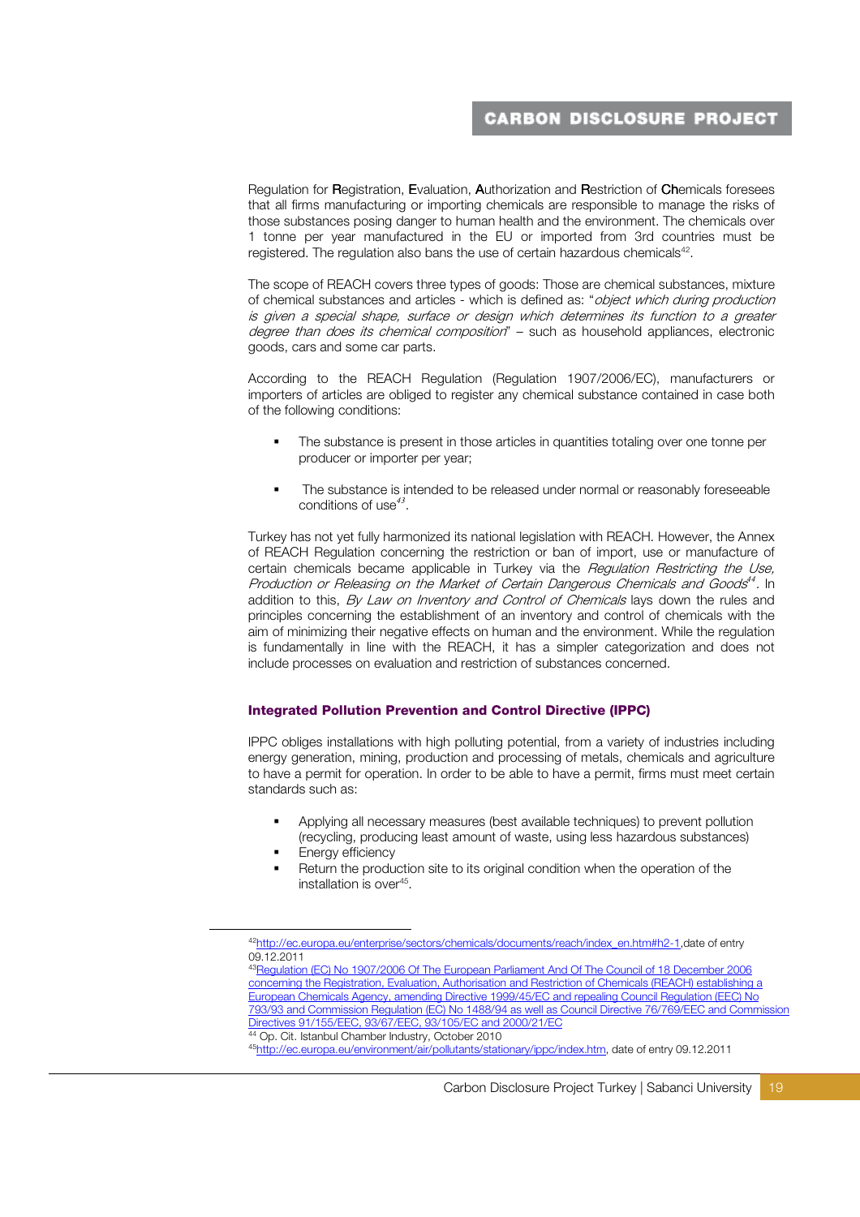Regulation for **R**egistration, **E**valuation, **A**uthorization and **R**estriction of **Ch**emicals foresees that all firms manufacturing or importing chemicals are responsible to manage the risks of those substances posing danger to human health and the environment. The chemicals over 1 tonne per year manufactured in the EU or imported from 3rd countries must be registered. The regulation also bans the use of certain hazardous chemicals[42].

The scope of REACH covers three types of goods: Those are chemical substances, mixture of chemical substances and articles - which is defined as: "*object which during production is given a special shape, surface or design which determines its function to a greater degree than does its chemical composition*" – such as household appliances, electronic goods, cars and some car parts.

According to the REACH Regulation (Regulation 1907/2006/EC), manufacturers or importers of articles are obliged to register any chemical substance contained in case both of the following conditions:

- The substance is present in those articles in quantities totaling over one tonne per producer or importer per year;
- The substance is intended to be released under normal or reasonably foreseeable conditions of use[43].

Turkey has not yet fully harmonized its national legislation with REACH. However, the Annex of REACH Regulation concerning the restriction or ban of import, use or manufacture of certain chemicals became applicable in Turkey via the *Regulation Restricting the Use, Production or Releasing on the Market of Certain Dangerous Chemicals and Goods*[44]. In addition to this, *By Law on Inventory and Control of Chemicals* lays down the rules and principles concerning the establishment of an inventory and control of chemicals with the aim of minimizing their negative effects on human and the environment. While the regulation is fundamentally in line with the REACH, it has a simpler categorization and does not include processes on evaluation and restriction of substances concerned.

### Integrated Pollution Prevention and Control Directive (IPPC)

IPPC obliges installations with high polluting potential, from a variety of industries including energy generation, mining, production and processing of metals, chemicals and agriculture to have a permit for operation. In order to be able to have a permit, firms must meet certain standards such as:

- Applying all necessary measures (best available techniques) to prevent pollution (recycling, producing least amount of waste, using less hazardous substances)
- Energy efficiency
- Return the production site to its original condition when the operation of the installation is over[45].

---

[42] http://ec.europa.eu/enterprise/sectors/chemicals/documents/reach/index_en.htm#h2-1, date of entry 09.12.2011

[43] Regulation (EC) No 1907/2006 Of The European Parliament And Of The Council of 18 December 2006 concerning the Registration, Evaluation, Authorisation and Restriction of Chemicals (REACH) establishing a European Chemicals Agency, amending Directive 1999/45/EC and repealing Council Regulation (EEC) No 793/93 and Commission Regulation (EC) No 1488/94 as well as Council Directive 76/769/EEC and Commission Directives 91/155/EEC, 93/67/EEC, 93/105/EC and 2000/21/EC

[44] Op. Cit. Istanbul Chamber Industry, October 2010

[45] http://ec.europa.eu/environment/air/pollutants/stationary/ippc/index.htm, date of entry 09.12.2011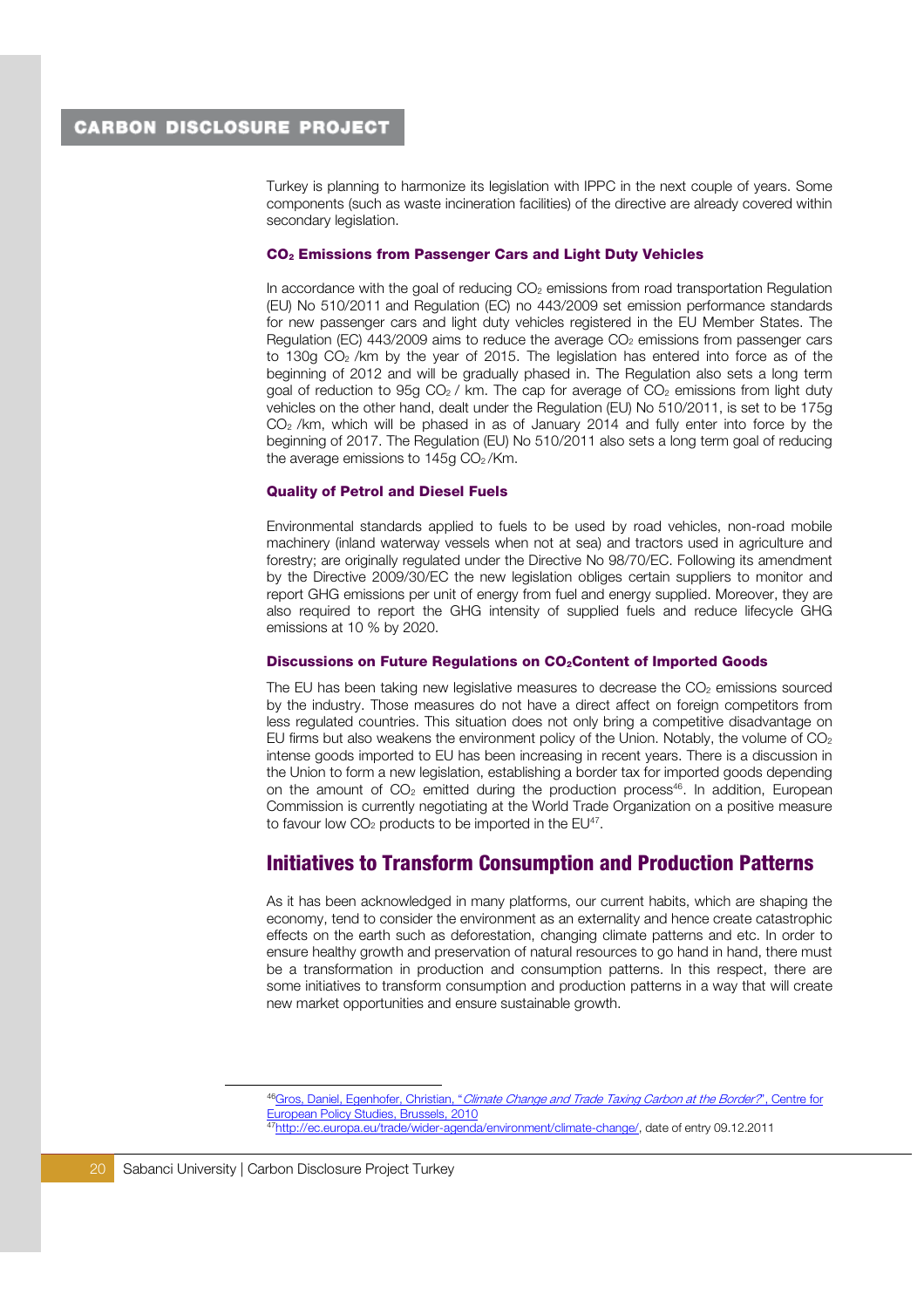Turkey is planning to harmonize its legislation with IPPC in the next couple of years. Some components (such as waste incineration facilities) of the directive are already covered within secondary legislation.

### $CO_2$ Emissions from Passenger Cars and Light Duty Vehicles

In accordance with the goal of reducing $CO_2$ emissions from road transportation Regulation (EU) No 510/2011 and Regulation (EC) no 443/2009 set emission performance standards for new passenger cars and light duty vehicles registered in the EU Member States. The Regulation (EC) 443/2009 aims to reduce the average $CO_2$ emissions from passenger cars to 130g $CO_2$ /km by the year of 2015. The legislation has entered into force as of the beginning of 2012 and will be gradually phased in. The Regulation also sets a long term goal of reduction to 95g $CO_2$ / km. The cap for average of $CO_2$ emissions from light duty vehicles on the other hand, dealt under the Regulation (EU) No 510/2011, is set to be 175g $CO_2$ /km, which will be phased in as of January 2014 and fully enter into force by the beginning of 2017. The Regulation (EU) No 510/2011 also sets a long term goal of reducing the average emissions to 145g $CO_2$ /Km.

### Quality of Petrol and Diesel Fuels

Environmental standards applied to fuels to be used by road vehicles, non-road mobile machinery (inland waterway vessels when not at sea) and tractors used in agriculture and forestry; are originally regulated under the Directive No 98/70/EC. Following its amendment by the Directive 2009/30/EC the new legislation obliges certain suppliers to monitor and report GHG emissions per unit of energy from fuel and energy supplied. Moreover, they are also required to report the GHG intensity of supplied fuels and reduce lifecycle GHG emissions at 10 % by 2020.

### Discussions on Future Regulations on $CO_2$Content of Imported Goods

The EU has been taking new legislative measures to decrease the $CO_2$ emissions sourced by the industry. Those measures do not have a direct affect on foreign competitors from less regulated countries. This situation does not only bring a competitive disadvantage on EU firms but also weakens the environment policy of the Union. Notably, the volume of $CO_2$ intense goods imported to EU has been increasing in recent years. There is a discussion in the Union to form a new legislation, establishing a border tax for imported goods depending on the amount of $CO_2$ emitted during the production process[46]. In addition, European Commission is currently negotiating at the World Trade Organization on a positive measure to favour low $CO_2$ products to be imported in the EU[47].

## Initiatives to Transform Consumption and Production Patterns

As it has been acknowledged in many platforms, our current habits, which are shaping the economy, tend to consider the environment as an externality and hence create catastrophic effects on the earth such as deforestation, changing climate patterns and etc. In order to ensure healthy growth and preservation of natural resources to go hand in hand, there must be a transformation in production and consumption patterns. In this respect, there are some initiatives to transform consumption and production patterns in a way that will create new market opportunities and ensure sustainable growth.

---

[46] Gros, Daniel, Egenhofer, Christian, "*Climate Change and Trade Taxing Carbon at the Border?*", Centre for European Policy Studies, Brussels, 2010

[47] http://ec.europa.eu/trade/wider-agenda/environment/climate-change/, date of entry 09.12.2011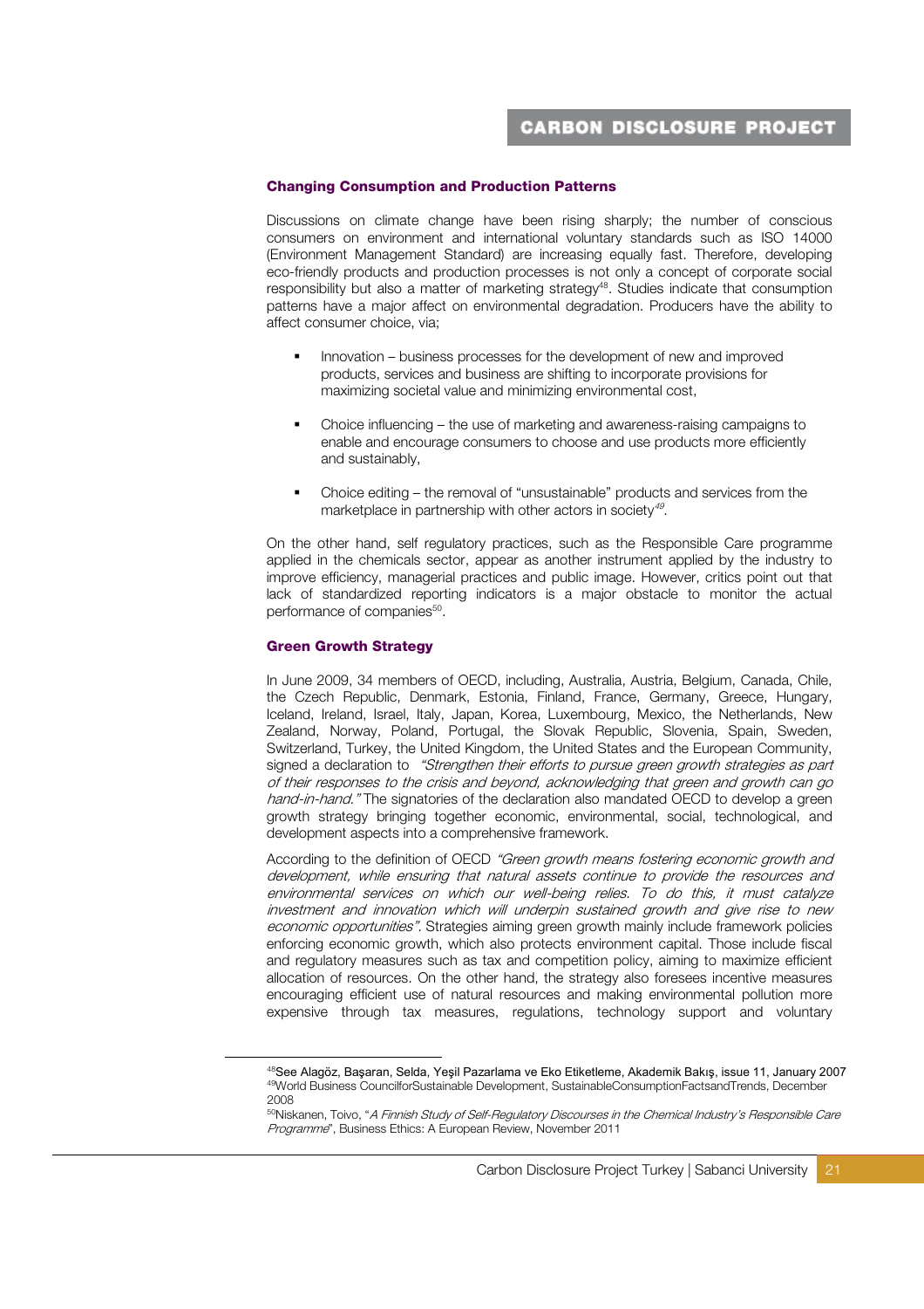## Changing Consumption and Production Patterns

Discussions on climate change have been rising sharply; the number of conscious consumers on environment and international voluntary standards such as ISO 14000 (Environment Management Standard) are increasing equally fast. Therefore, developing eco-friendly products and production processes is not only a concept of corporate social responsibility but also a matter of marketing strategy[48]. Studies indicate that consumption patterns have a major affect on environmental degradation. Producers have the ability to affect consumer choice, via;

- Innovation – business processes for the development of new and improved products, services and business are shifting to incorporate provisions for maximizing societal value and minimizing environmental cost,
- Choice influencing – the use of marketing and awareness-raising campaigns to enable and encourage consumers to choose and use products more efficiently and sustainably,
- Choice editing – the removal of "unsustainable" products and services from the marketplace in partnership with other actors in society[49].

On the other hand, self regulatory practices, such as the Responsible Care programme applied in the chemicals sector, appear as another instrument applied by the industry to improve efficiency, managerial practices and public image. However, critics point out that lack of standardized reporting indicators is a major obstacle to monitor the actual performance of companies[50].

## Green Growth Strategy

In June 2009, 34 members of OECD, including, Australia, Austria, Belgium, Canada, Chile, the Czech Republic, Denmark, Estonia, Finland, France, Germany, Greece, Hungary, Iceland, Ireland, Israel, Italy, Japan, Korea, Luxembourg, Mexico, the Netherlands, New Zealand, Norway, Poland, Portugal, the Slovak Republic, Slovenia, Spain, Sweden, Switzerland, Turkey, the United Kingdom, the United States and the European Community, signed a declaration to *"Strengthen their efforts to pursue green growth strategies as part of their responses to the crisis and beyond, acknowledging that green and growth can go hand-in-hand."* The signatories of the declaration also mandated OECD to develop a green growth strategy bringing together economic, environmental, social, technological, and development aspects into a comprehensive framework.

According to the definition of OECD *"Green growth means fostering economic growth and development, while ensuring that natural assets continue to provide the resources and environmental services on which our well-being relies. To do this, it must catalyze investment and innovation which will underpin sustained growth and give rise to new economic opportunities".* Strategies aiming green growth mainly include framework policies enforcing economic growth, which also protects environment capital. Those include fiscal and regulatory measures such as tax and competition policy, aiming to maximize efficient allocation of resources. On the other hand, the strategy also foresees incentive measures encouraging efficient use of natural resources and making environmental pollution more expensive through tax measures, regulations, technology support and voluntary

---

[48] See Alagöz, Başaran, Selda, Yeşil Pazarlama ve Eko Etiketleme, Akademik Bakış, issue 11, January 2007

[49] World Business CouncilforSustainable Development, SustainableConsumptionFactsandTrends, December 2008

[50] Niskanen, Toivo, "*A Finnish Study of Self-Regulatory Discourses in the Chemical Industry's Responsible Care Programme*", Business Ethics: A European Review, November 2011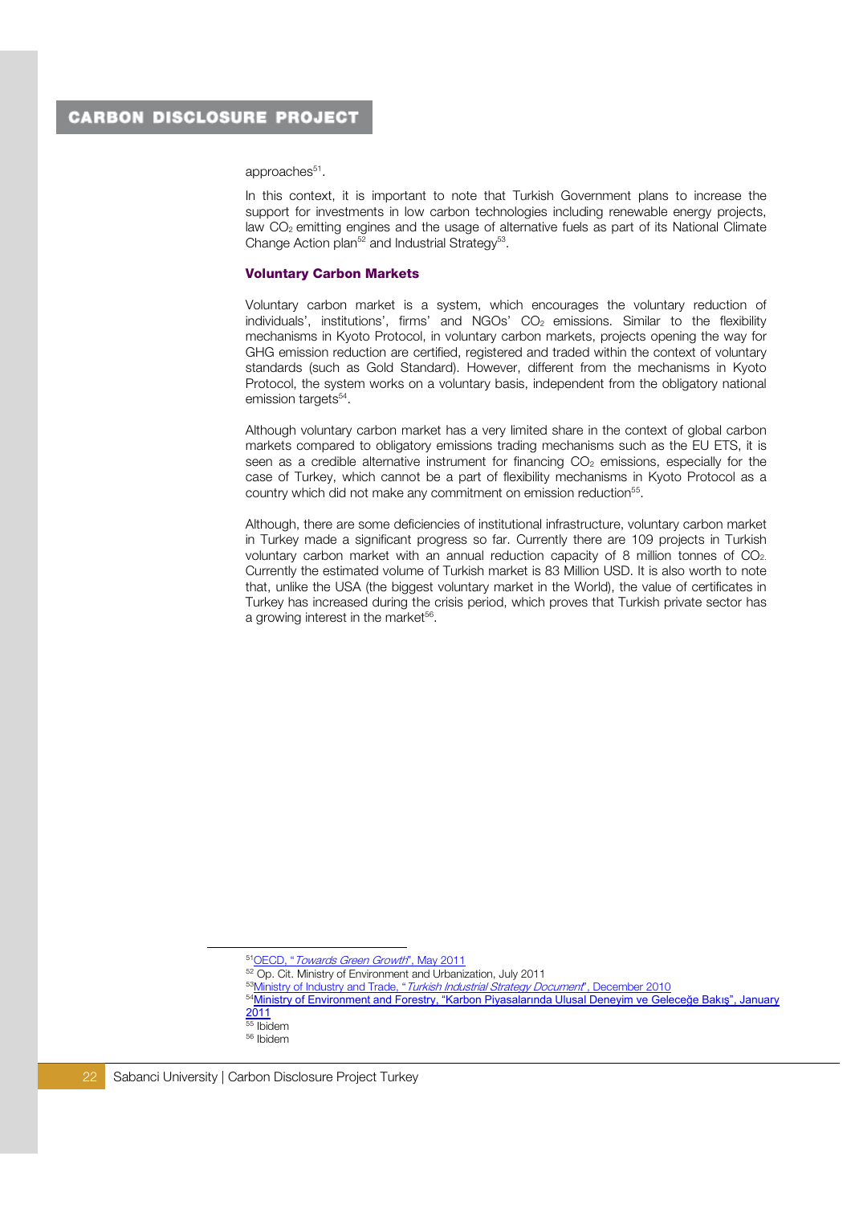approaches[51].

In this context, it is important to note that Turkish Government plans to increase the support for investments in low carbon technologies including renewable energy projects, law $CO_2$ emitting engines and the usage of alternative fuels as part of its National Climate Change Action plan[52] and Industrial Strategy[53].

### Voluntary Carbon Markets

Voluntary carbon market is a system, which encourages the voluntary reduction of individuals', institutions', firms' and NGOs' $CO_2$ emissions. Similar to the flexibility mechanisms in Kyoto Protocol, in voluntary carbon markets, projects opening the way for GHG emission reduction are certified, registered and traded within the context of voluntary standards (such as Gold Standard). However, different from the mechanisms in Kyoto Protocol, the system works on a voluntary basis, independent from the obligatory national emission targets[54].

Although voluntary carbon market has a very limited share in the context of global carbon markets compared to obligatory emissions trading mechanisms such as the EU ETS, it is seen as a credible alternative instrument for financing $CO_2$ emissions, especially for the case of Turkey, which cannot be a part of flexibility mechanisms in Kyoto Protocol as a country which did not make any commitment on emission reduction[55].

Although, there are some deficiencies of institutional infrastructure, voluntary carbon market in Turkey made a significant progress so far. Currently there are 109 projects in Turkish voluntary carbon market with an annual reduction capacity of 8 million tonnes of $CO_2$. Currently the estimated volume of Turkish market is 83 Million USD. It is also worth to note that, unlike the USA (the biggest voluntary market in the World), the value of certificates in Turkey has increased during the crisis period, which proves that Turkish private sector has a growing interest in the market[56].

---

[51] OECD, "*Towards Green Growth*", May 2011

[52] Op. Cit. Ministry of Environment and Urbanization, July 2011

[53] Ministry of Industry and Trade, "*Turkish Industrial Strategy Document*", December 2010

[54] Ministry of Environment and Forestry, "Karbon Piyasalarında Ulusal Deneyim ve Geleceğe Bakış", January 2011

[55] Ibidem

[56] Ibidem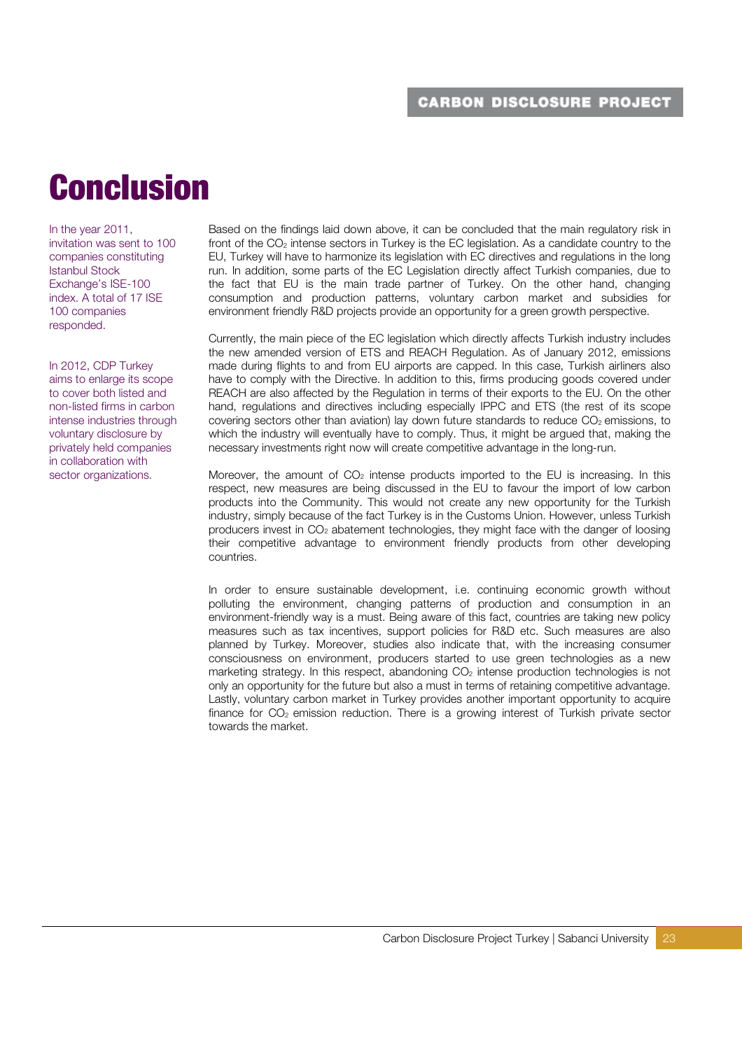# Conclusion

In the year 2011, invitation was sent to 100 companies constituting Istanbul Stock Exchange's ISE-100 index. A total of 17 ISE 100 companies responded.

In 2012, CDP Turkey aims to enlarge its scope to cover both listed and non-listed firms in carbon intense industries through voluntary disclosure by privately held companies in collaboration with sector organizations.

Based on the findings laid down above, it can be concluded that the main regulatory risk in front of the $CO_2$ intense sectors in Turkey is the EC legislation. As a candidate country to the EU, Turkey will have to harmonize its legislation with EC directives and regulations in the long run. In addition, some parts of the EC Legislation directly affect Turkish companies, due to the fact that EU is the main trade partner of Turkey. On the other hand, changing consumption and production patterns, voluntary carbon market and subsidies for environment friendly R&D projects provide an opportunity for a green growth perspective.

Currently, the main piece of the EC legislation which directly affects Turkish industry includes the new amended version of ETS and REACH Regulation. As of January 2012, emissions made during flights to and from EU airports are capped. In this case, Turkish airliners also have to comply with the Directive. In addition to this, firms producing goods covered under REACH are also affected by the Regulation in terms of their exports to the EU. On the other hand, regulations and directives including especially IPPC and ETS (the rest of its scope covering sectors other than aviation) lay down future standards to reduce $CO_2$ emissions, to which the industry will eventually have to comply. Thus, it might be argued that, making the necessary investments right now will create competitive advantage in the long-run.

Moreover, the amount of $CO_2$ intense products imported to the EU is increasing. In this respect, new measures are being discussed in the EU to favour the import of low carbon products into the Community. This would not create any new opportunity for the Turkish industry, simply because of the fact Turkey is in the Customs Union. However, unless Turkish producers invest in $CO_2$ abatement technologies, they might face with the danger of loosing their competitive advantage to environment friendly products from other developing countries.

In order to ensure sustainable development, i.e. continuing economic growth without polluting the environment, changing patterns of production and consumption in an environment-friendly way is a must. Being aware of this fact, countries are taking new policy measures such as tax incentives, support policies for R&D etc. Such measures are also planned by Turkey. Moreover, studies also indicate that, with the increasing consumer consciousness on environment, producers started to use green technologies as a new marketing strategy. In this respect, abandoning $CO_2$ intense production technologies is not only an opportunity for the future but also a must in terms of retaining competitive advantage. Lastly, voluntary carbon market in Turkey provides another important opportunity to acquire finance for $CO_2$ emission reduction. There is a growing interest of Turkish private sector towards the market.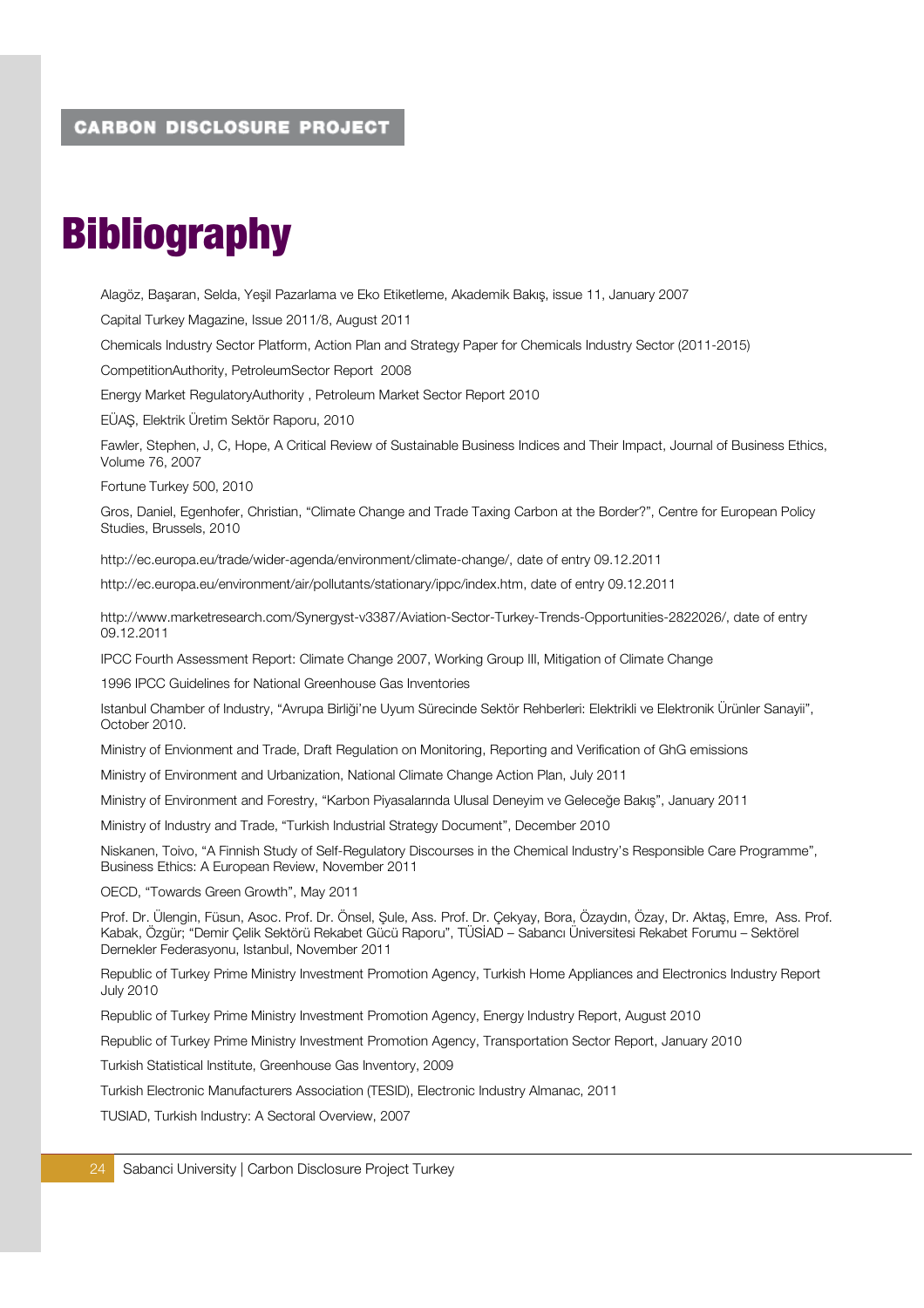# Bibliography

Alagöz, Başaran, Selda, Yeşil Pazarlama ve Eko Etiketleme, Akademik Bakış, issue 11, January 2007

Capital Turkey Magazine, Issue 2011/8, August 2011

Chemicals Industry Sector Platform, Action Plan and Strategy Paper for Chemicals Industry Sector (2011-2015)

CompetitionAuthority, PetroleumSector Report 2008

Energy Market RegulatoryAuthority , Petroleum Market Sector Report 2010

EÜAŞ, Elektrik Üretim Sektör Raporu, 2010

Fawler, Stephen, J, C, Hope, A Critical Review of Sustainable Business Indices and Their Impact, Journal of Business Ethics, Volume 76, 2007

Fortune Turkey 500, 2010

Gros, Daniel, Egenhofer, Christian, "Climate Change and Trade Taxing Carbon at the Border?", Centre for European Policy Studies, Brussels, 2010

http://ec.europa.eu/trade/wider-agenda/environment/climate-change/, date of entry 09.12.2011

http://ec.europa.eu/environment/air/pollutants/stationary/ippc/index.htm, date of entry 09.12.2011

http://www.marketresearch.com/Synergyst-v3387/Aviation-Sector-Turkey-Trends-Opportunities-2822026/, date of entry 09.12.2011

IPCC Fourth Assessment Report: Climate Change 2007, Working Group III, Mitigation of Climate Change

1996 IPCC Guidelines for National Greenhouse Gas Inventories

Istanbul Chamber of Industry, "Avrupa Birliği'ne Uyum Sürecinde Sektör Rehberleri: Elektrikli ve Elektronik Ürünler Sanayii", October 2010.

Ministry of Envionment and Trade, Draft Regulation on Monitoring, Reporting and Verification of GhG emissions

Ministry of Environment and Urbanization, National Climate Change Action Plan, July 2011

Ministry of Environment and Forestry, "Karbon Piyasalarında Ulusal Deneyim ve Geleceğe Bakış", January 2011

Ministry of Industry and Trade, "Turkish Industrial Strategy Document", December 2010

Niskanen, Toivo, "A Finnish Study of Self-Regulatory Discourses in the Chemical Industry's Responsible Care Programme", Business Ethics: A European Review, November 2011

OECD, "Towards Green Growth", May 2011

Prof. Dr. Ülengin, Füsun, Asoc. Prof. Dr. Önsel, Şule, Ass. Prof. Dr. Çekyay, Bora, Özaydın, Özay, Dr. Aktaş, Emre, Ass. Prof. Kabak, Özgür; "Demir Çelik Sektörü Rekabet Gücü Raporu", TÜSİAD – Sabancı Üniversitesi Rekabet Forumu – Sektörel Dernekler Federasyonu, Istanbul, November 2011

Republic of Turkey Prime Ministry Investment Promotion Agency, Turkish Home Appliances and Electronics Industry Report July 2010

Republic of Turkey Prime Ministry Investment Promotion Agency, Energy Industry Report, August 2010

Republic of Turkey Prime Ministry Investment Promotion Agency, Transportation Sector Report, January 2010

Turkish Statistical Institute, Greenhouse Gas Inventory, 2009

Turkish Electronic Manufacturers Association (TESID), Electronic Industry Almanac, 2011

TUSIAD, Turkish Industry: A Sectoral Overview, 2007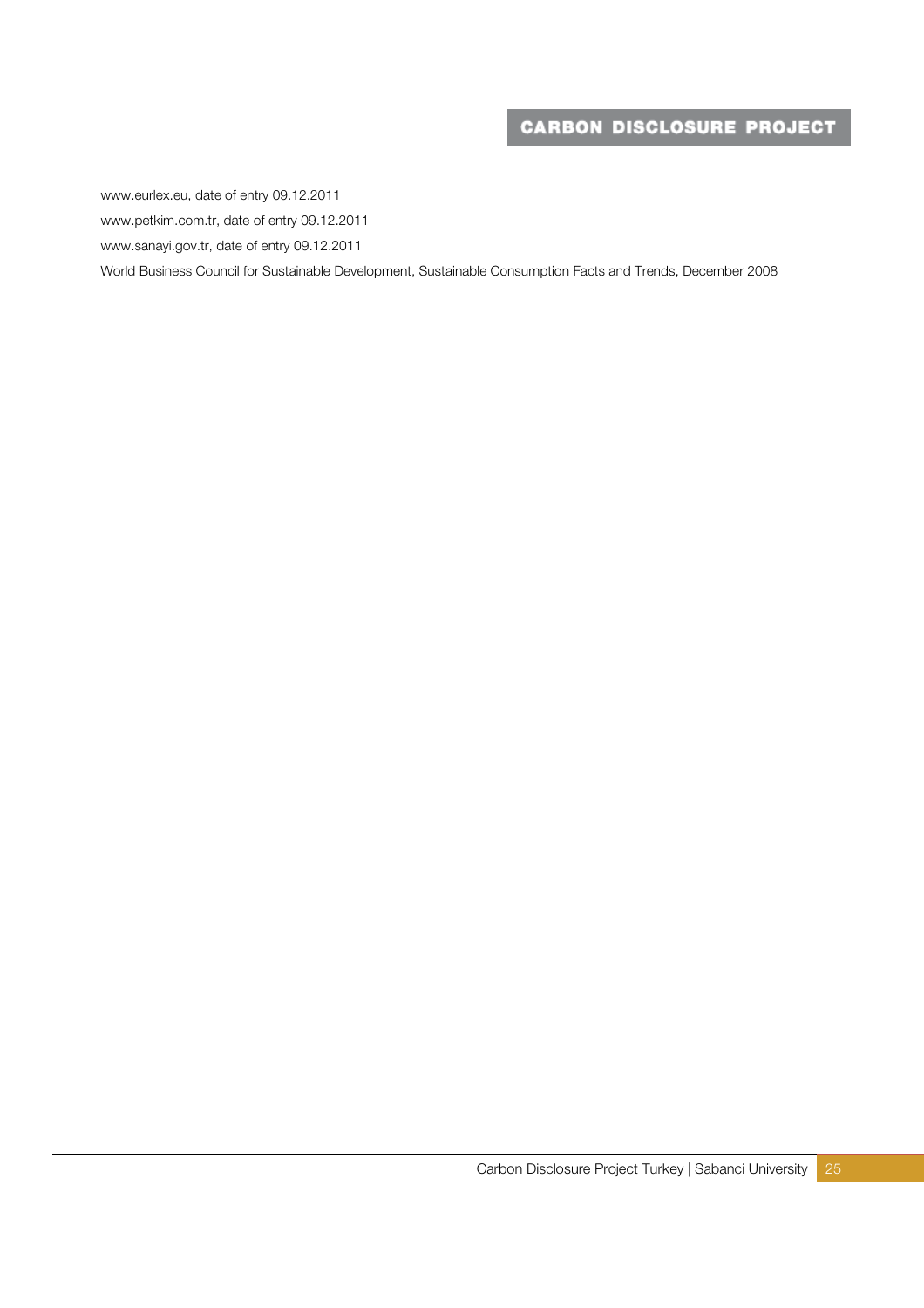www.eurlex.eu, date of entry 09.12.2011

www.petkim.com.tr, date of entry 09.12.2011

www.sanayi.gov.tr, date of entry 09.12.2011

World Business Council for Sustainable Development, Sustainable Consumption Facts and Trends, December 2008